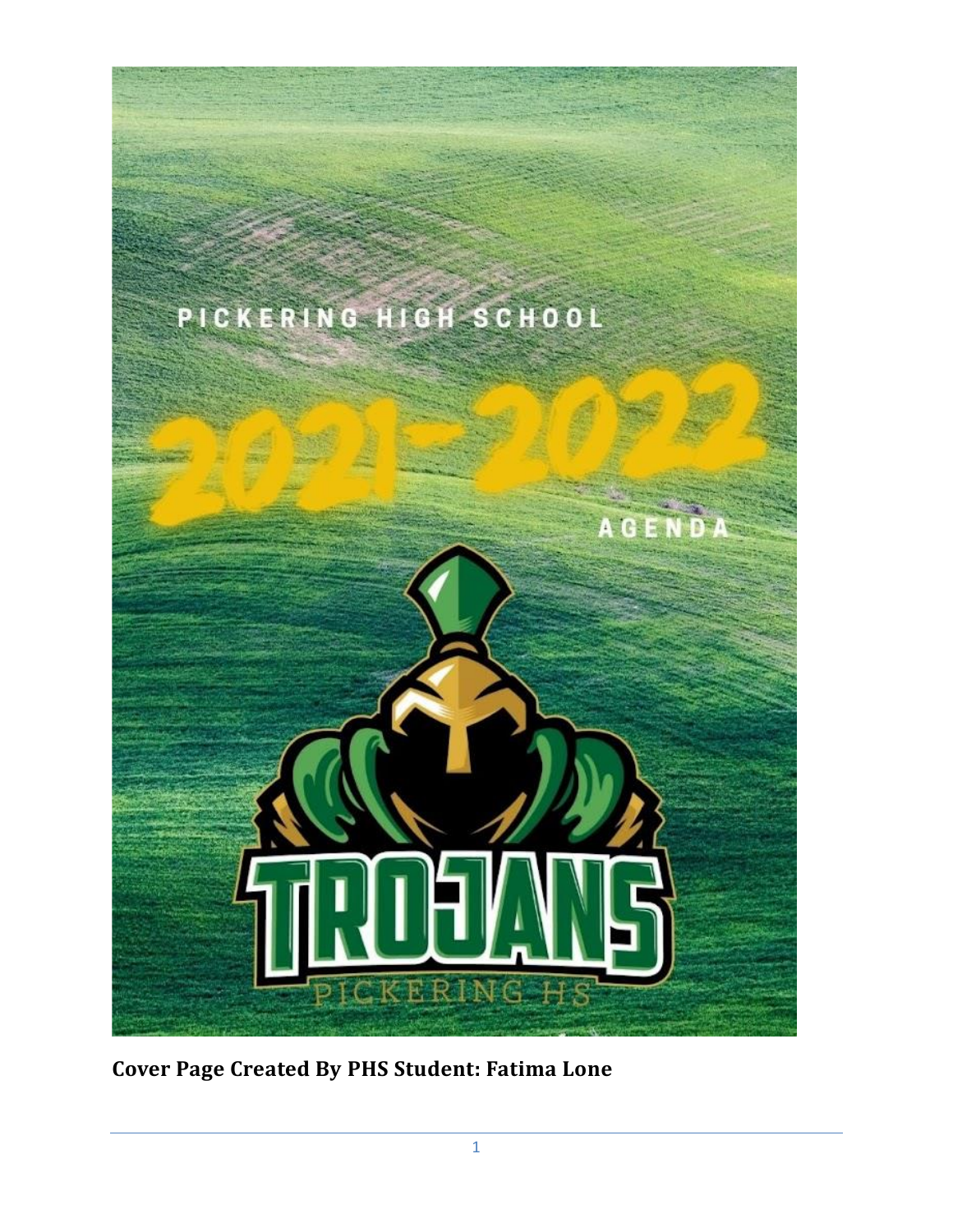PICKERING HIGH SCHOOL

# 2021-2022

AGENDA

TROJANS

PICKERING HS

**Cover Page Created By PHS Student: Fatima Lone**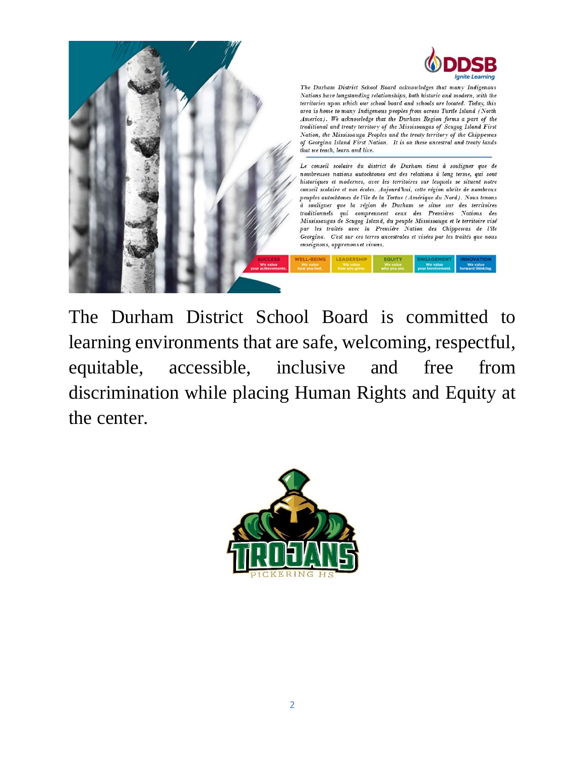DDSB
*Ignite Learning*

*The Durham District School Board acknowledges that many Indigenous Nations have longstanding relationships, both historic and modern, with the territories upon which our school board and schools are located. Today, this area is home to many Indigenous peoples from across Turtle Island (North America). We acknowledge that the Durham Region forms a part of the traditional and treaty territory of the Mississaugas of Scugog Island First Nation, the Mississauga Peoples and the treaty territory of the Chippewas of Georgina Island First Nation. It is on these ancestral and treaty lands that we teach, learn and live.*

*Le conseil scolaire du district de Durham tient à souligner que de nombreuses nations autochtones ont des relations à long terme, qui sont historiques et modernes, avec les territoires sur lesquels se situent notre conseil scolaire et nos écoles. Aujourd'hui, cette région abrite de nombreux peuples autochtones de l'île de la Tortue (Amérique du Nord). Nous tenons à souligner que la région de Durham se situe sur des territoires traditionnels qui comprennent ceux des Premières Nations des Mississaugas de Scugog Island, du peuple Mississauga et le territoire visé par les traités avec la Première Nation des Chippewas de l'île Georgina. C'est sur ces terres ancestrales et visées par les traités que nous enseignons, apprenons et vivons.*

| SUCCESS | WELL-BEING | LEADERSHIP | EQUITY | ENGAGEMENT | INNOVATION |
| --- | --- | --- | --- | --- | --- |
| We value your achievements. | We value how you feel. | We value how you grow. | We value who you are. | We value your involvement. | We value forward thinking. |

The Durham District School Board is committed to learning environments that are safe, welcoming, respectful, equitable, accessible, inclusive and free from discrimination while placing Human Rights and Equity at the center.

TROJANS
PICKERING HS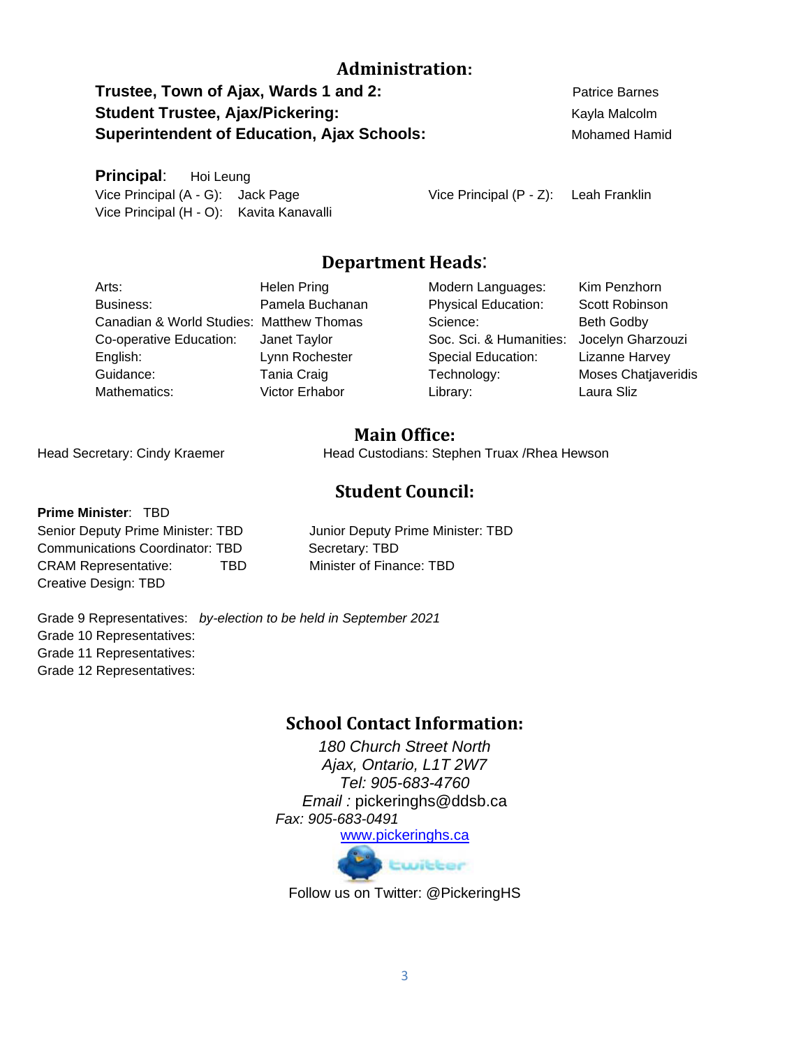## Administration:

**Trustee, Town of Ajax, Wards 1 and 2:** Patrice Barnes
**Student Trustee, Ajax/Pickering:** Kayla Malcolm
**Superintendent of Education, Ajax Schools:** Mohamed Hamid

**Principal**: Hoi Leung
Vice Principal (A - G): Jack Page
Vice Principal (H - O): Kavita Kanavalli
Vice Principal (P - Z): Leah Franklin

## Department Heads:

| | | | |
|---|---|---|---|
| Arts: | Helen Pring | Modern Languages: | Kim Penzhorn |
| Business: | Pamela Buchanan | Physical Education: | Scott Robinson |
| Canadian & World Studies: | Matthew Thomas | Science: | Beth Godby |
| Co-operative Education: | Janet Taylor | Soc. Sci. & Humanities: | Jocelyn Gharzouzi |
| English: | Lynn Rochester | Special Education: | Lizanne Harvey |
| Guidance: | Tania Craig | Technology: | Moses Chatjaveridis |
| Mathematics: | Victor Erhabor | Library: | Laura Sliz |

## Main Office:

Head Secretary: Cindy Kraemer
Head Custodians: Stephen Truax /Rhea Hewson

## Student Council:

**Prime Minister**: TBD
Senior Deputy Prime Minister: TBD
Junior Deputy Prime Minister: TBD
Communications Coordinator: TBD
Secretary: TBD
CRAM Representative: TBD
Minister of Finance: TBD
Creative Design: TBD

Grade 9 Representatives: *by-election to be held in September 2021*
Grade 10 Representatives:
Grade 11 Representatives:
Grade 12 Representatives:

## School Contact Information:

*180 Church Street North*
*Ajax, Ontario, L1T 2W7*
*Tel: 905-683-4760*
*Email :* pickeringhs@ddsb.ca
*Fax: 905-683-0491*
[www.pickeringhs.ca](http://www.pickeringhs.ca)

Follow us on Twitter: @PickeringHS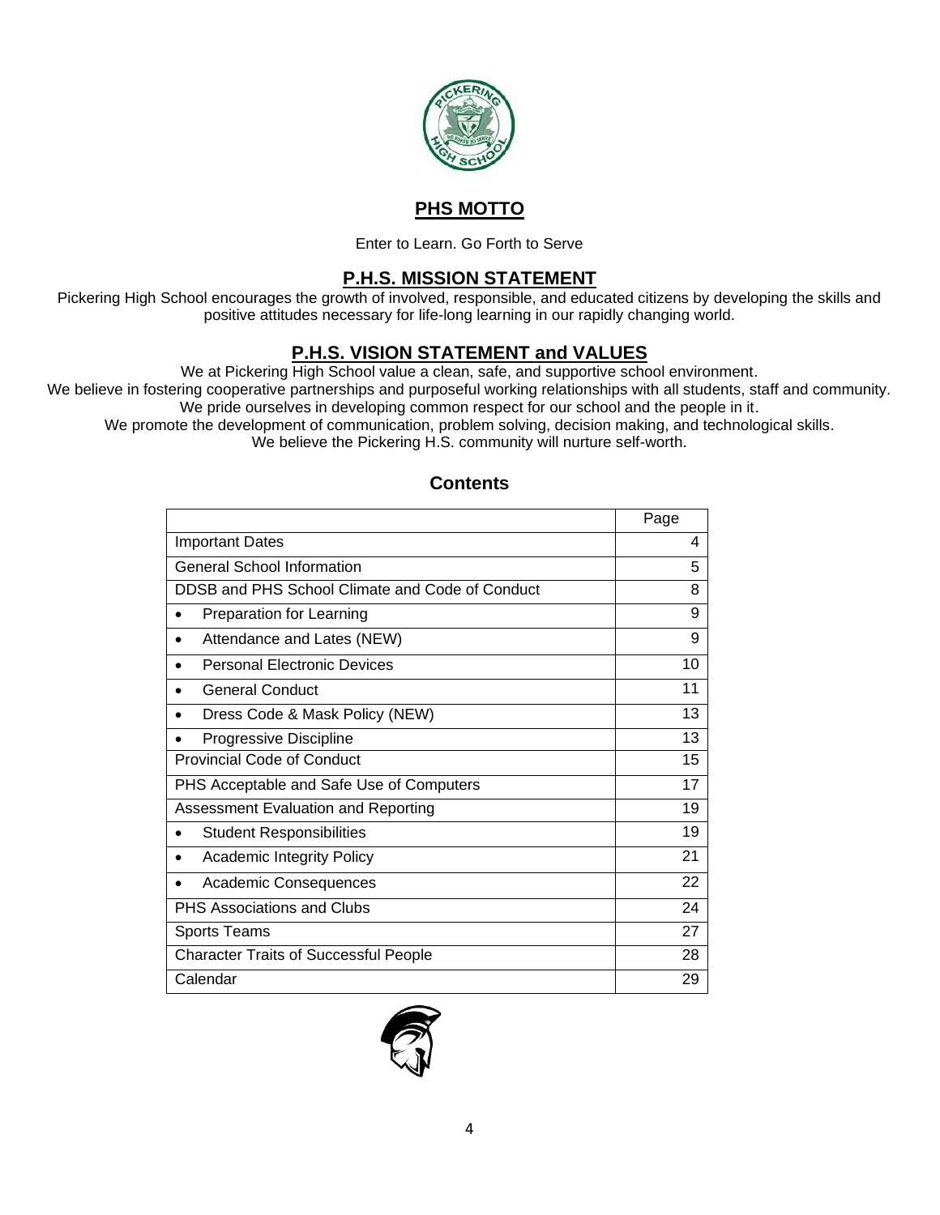## PHS MOTTO

Enter to Learn. Go Forth to Serve

## P.H.S. MISSION STATEMENT

Pickering High School encourages the growth of involved, responsible, and educated citizens by developing the skills and positive attitudes necessary for life-long learning in our rapidly changing world.

## P.H.S. VISION STATEMENT and VALUES

We at Pickering High School value a clean, safe, and supportive school environment.
We believe in fostering cooperative partnerships and purposeful working relationships with all students, staff and community.
We pride ourselves in developing common respect for our school and the people in it.
We promote the development of communication, problem solving, decision making, and technological skills.
We believe the Pickering H.S. community will nurture self-worth.

### Contents

| | Page |
|---|---|
| Important Dates | 4 |
| General School Information | 5 |
| DDSB and PHS School Climate and Code of Conduct | 8 |
| • Preparation for Learning | 9 |
| • Attendance and Lates (NEW) | 9 |
| • Personal Electronic Devices | 10 |
| • General Conduct | 11 |
| • Dress Code & Mask Policy (NEW) | 13 |
| • Progressive Discipline | 13 |
| Provincial Code of Conduct | 15 |
| PHS Acceptable and Safe Use of Computers | 17 |
| Assessment Evaluation and Reporting | 19 |
| • Student Responsibilities | 19 |
| • Academic Integrity Policy | 21 |
| • Academic Consequences | 22 |
| PHS Associations and Clubs | 24 |
| Sports Teams | 27 |
| Character Traits of Successful People | 28 |
| Calendar | 29 |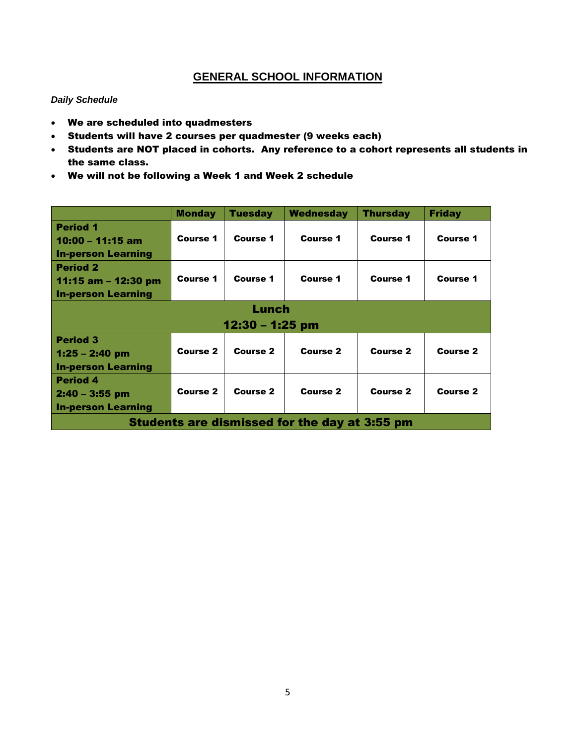## GENERAL SCHOOL INFORMATION

*Daily Schedule*

- **We are scheduled into quadmesters**
- **Students will have 2 courses per quadmester (9 weeks each)**
- **Students are NOT placed in cohorts. Any reference to a cohort represents all students in the same class.**
- **We will not be following a Week 1 and Week 2 schedule**

| | Monday | Tuesday | Wednesday | Thursday | Friday |
|---|---|---|---|---|---|
| **Period 1**<br>**10:00 – 11:15 am**<br>**In-person Learning** | Course 1 | Course 1 | Course 1 | Course 1 | Course 1 |
| **Period 2**<br>**11:15 am – 12:30 pm**<br>**In-person Learning** | Course 1 | Course 1 | Course 1 | Course 1 | Course 1 |
| **Lunch**<br>**12:30 – 1:25 pm** | | | | | |
| **Period 3**<br>**1:25 – 2:40 pm**<br>**In-person Learning** | Course 2 | Course 2 | Course 2 | Course 2 | Course 2 |
| **Period 4**<br>**2:40 – 3:55 pm**<br>**In-person Learning** | Course 2 | Course 2 | Course 2 | Course 2 | Course 2 |
| **Students are dismissed for the day at 3:55 pm** | | | | | |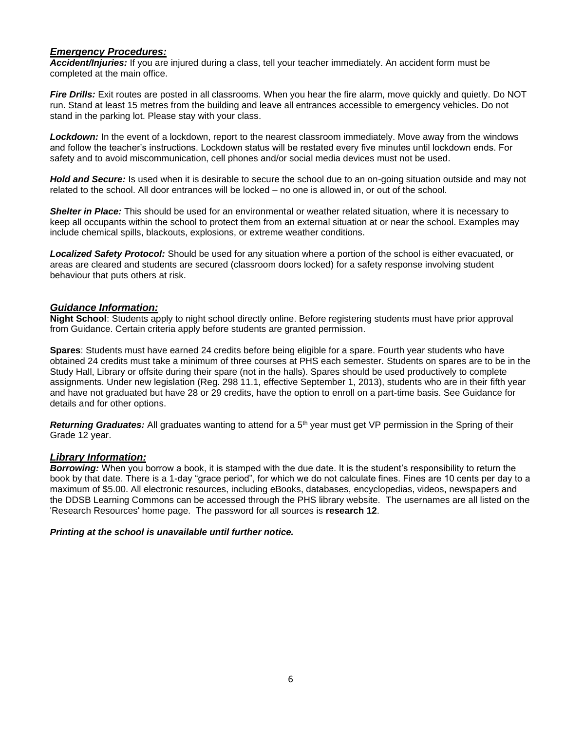## *Emergency Procedures:*

***Accident/Injuries:*** If you are injured during a class, tell your teacher immediately. An accident form must be completed at the main office.

***Fire Drills:*** Exit routes are posted in all classrooms. When you hear the fire alarm, move quickly and quietly. Do NOT run. Stand at least 15 metres from the building and leave all entrances accessible to emergency vehicles. Do not stand in the parking lot. Please stay with your class.

***Lockdown:*** In the event of a lockdown, report to the nearest classroom immediately. Move away from the windows and follow the teacher's instructions. Lockdown status will be restated every five minutes until lockdown ends. For safety and to avoid miscommunication, cell phones and/or social media devices must not be used.

***Hold and Secure:*** Is used when it is desirable to secure the school due to an on-going situation outside and may not related to the school. All door entrances will be locked – no one is allowed in, or out of the school.

***Shelter in Place:*** This should be used for an environmental or weather related situation, where it is necessary to keep all occupants within the school to protect them from an external situation at or near the school. Examples may include chemical spills, blackouts, explosions, or extreme weather conditions.

***Localized Safety Protocol:*** Should be used for any situation where a portion of the school is either evacuated, or areas are cleared and students are secured (classroom doors locked) for a safety response involving student behaviour that puts others at risk.

## *Guidance Information:*

**Night School**: Students apply to night school directly online. Before registering students must have prior approval from Guidance. Certain criteria apply before students are granted permission.

**Spares**: Students must have earned 24 credits before being eligible for a spare. Fourth year students who have obtained 24 credits must take a minimum of three courses at PHS each semester. Students on spares are to be in the Study Hall, Library or offsite during their spare (not in the halls). Spares should be used productively to complete assignments. Under new legislation (Reg. 298 11.1, effective September 1, 2013), students who are in their fifth year and have not graduated but have 28 or 29 credits, have the option to enroll on a part-time basis. See Guidance for details and for other options.

***Returning Graduates:*** All graduates wanting to attend for a 5th year must get VP permission in the Spring of their Grade 12 year.

## *Library Information:*

***Borrowing:*** When you borrow a book, it is stamped with the due date. It is the student's responsibility to return the book by that date. There is a 1-day "grace period", for which we do not calculate fines. Fines are 10 cents per day to a maximum of $5.00. All electronic resources, including eBooks, databases, encyclopedias, videos, newspapers and the DDSB Learning Commons can be accessed through the PHS library website. The usernames are all listed on the 'Research Resources' home page. The password for all sources is **research 12**.

***Printing at the school is unavailable until further notice.***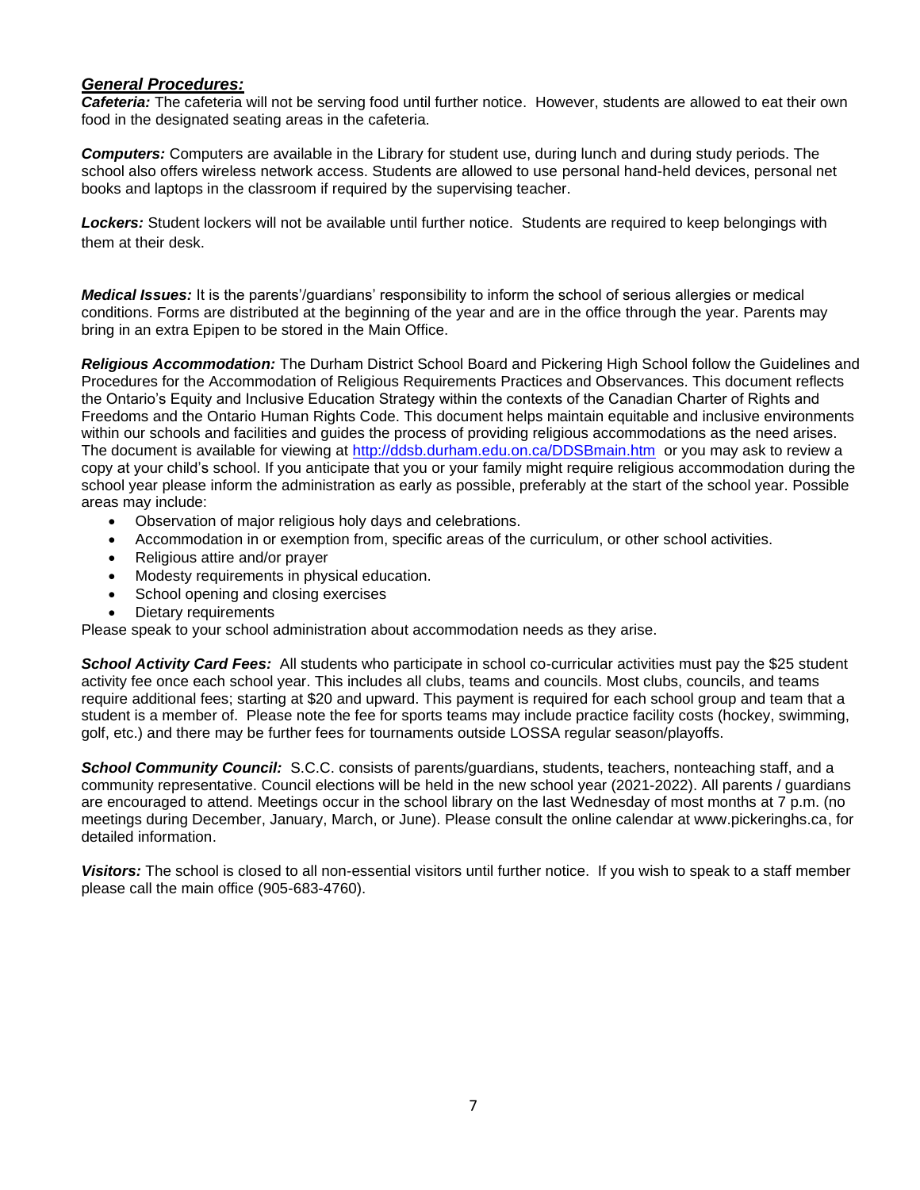## ***General Procedures:***

***Cafeteria:*** The cafeteria will not be serving food until further notice. However, students are allowed to eat their own food in the designated seating areas in the cafeteria.

***Computers:*** Computers are available in the Library for student use, during lunch and during study periods. The school also offers wireless network access. Students are allowed to use personal hand-held devices, personal net books and laptops in the classroom if required by the supervising teacher.

***Lockers:*** Student lockers will not be available until further notice. Students are required to keep belongings with them at their desk.

***Medical Issues:*** It is the parents'/guardians' responsibility to inform the school of serious allergies or medical conditions. Forms are distributed at the beginning of the year and are in the office through the year. Parents may bring in an extra Epipen to be stored in the Main Office.

***Religious Accommodation:*** The Durham District School Board and Pickering High School follow the Guidelines and Procedures for the Accommodation of Religious Requirements Practices and Observances. This document reflects the Ontario's Equity and Inclusive Education Strategy within the contexts of the Canadian Charter of Rights and Freedoms and the Ontario Human Rights Code. This document helps maintain equitable and inclusive environments within our schools and facilities and guides the process of providing religious accommodations as the need arises. The document is available for viewing at [http://ddsb.durham.edu.on.ca/DDSBmain.htm](http://ddsb.durham.edu.on.ca/DDSBmain.htm) or you may ask to review a copy at your child's school. If you anticipate that you or your family might require religious accommodation during the school year please inform the administration as early as possible, preferably at the start of the school year. Possible areas may include:

- Observation of major religious holy days and celebrations.
- Accommodation in or exemption from, specific areas of the curriculum, or other school activities.
- Religious attire and/or prayer
- Modesty requirements in physical education.
- School opening and closing exercises
- Dietary requirements

Please speak to your school administration about accommodation needs as they arise.

***School Activity Card Fees:*** All students who participate in school co-curricular activities must pay the $25 student activity fee once each school year. This includes all clubs, teams and councils. Most clubs, councils, and teams require additional fees; starting at $20 and upward. This payment is required for each school group and team that a student is a member of. Please note the fee for sports teams may include practice facility costs (hockey, swimming, golf, etc.) and there may be further fees for tournaments outside LOSSA regular season/playoffs.

***School Community Council:*** S.C.C. consists of parents/guardians, students, teachers, nonteaching staff, and a community representative. Council elections will be held in the new school year (2021-2022). All parents / guardians are encouraged to attend. Meetings occur in the school library on the last Wednesday of most months at 7 p.m. (no meetings during December, January, March, or June). Please consult the online calendar at www.pickeringhs.ca, for detailed information.

***Visitors:*** The school is closed to all non-essential visitors until further notice. If you wish to speak to a staff member please call the main office (905-683-4760).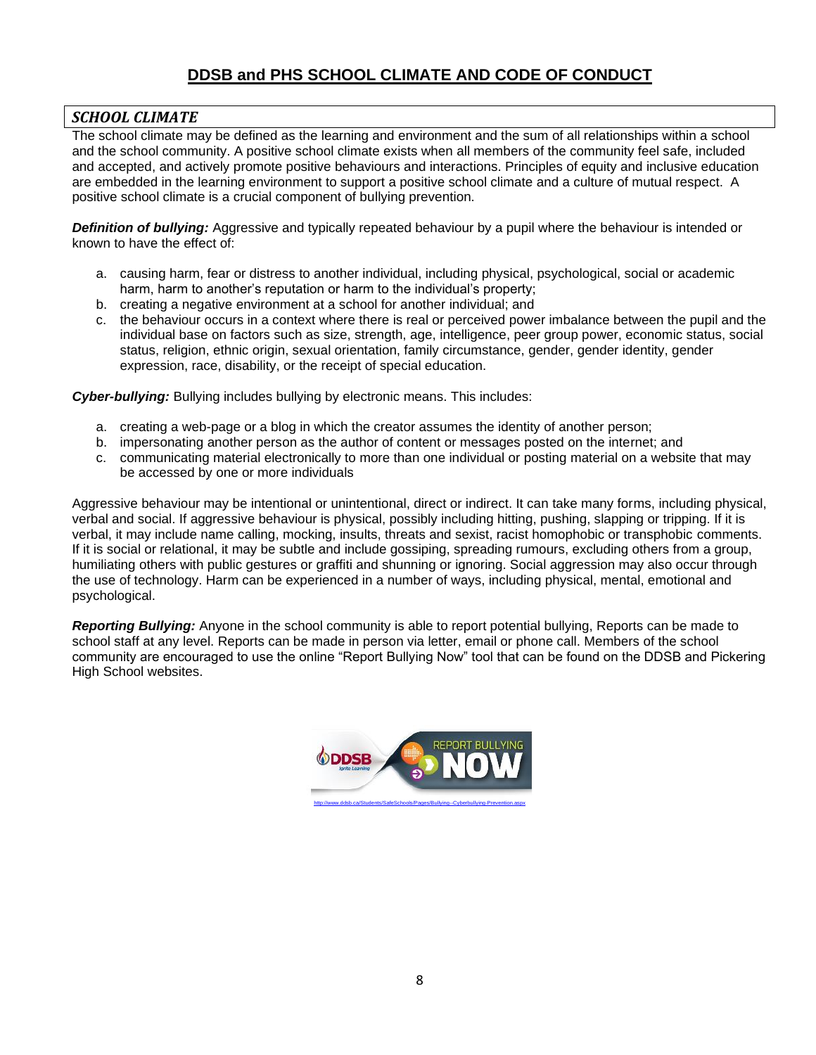# DDSB and PHS SCHOOL CLIMATE AND CODE OF CONDUCT

## *SCHOOL CLIMATE*

The school climate may be defined as the learning and environment and the sum of all relationships within a school and the school community. A positive school climate exists when all members of the community feel safe, included and accepted, and actively promote positive behaviours and interactions. Principles of equity and inclusive education are embedded in the learning environment to support a positive school climate and a culture of mutual respect. A positive school climate is a crucial component of bullying prevention.

***Definition of bullying:*** Aggressive and typically repeated behaviour by a pupil where the behaviour is intended or known to have the effect of:

a. causing harm, fear or distress to another individual, including physical, psychological, social or academic harm, harm to another's reputation or harm to the individual's property;
b. creating a negative environment at a school for another individual; and
c. the behaviour occurs in a context where there is real or perceived power imbalance between the pupil and the individual base on factors such as size, strength, age, intelligence, peer group power, economic status, social status, religion, ethnic origin, sexual orientation, family circumstance, gender, gender identity, gender expression, race, disability, or the receipt of special education.

***Cyber-bullying:*** Bullying includes bullying by electronic means. This includes:

a. creating a web-page or a blog in which the creator assumes the identity of another person;
b. impersonating another person as the author of content or messages posted on the internet; and
c. communicating material electronically to more than one individual or posting material on a website that may be accessed by one or more individuals

Aggressive behaviour may be intentional or unintentional, direct or indirect. It can take many forms, including physical, verbal and social. If aggressive behaviour is physical, possibly including hitting, pushing, slapping or tripping. If it is verbal, it may include name calling, mocking, insults, threats and sexist, racist homophobic or transphobic comments. If it is social or relational, it may be subtle and include gossiping, spreading rumours, excluding others from a group, humiliating others with public gestures or graffiti and shunning or ignoring. Social aggression may also occur through the use of technology. Harm can be experienced in a number of ways, including physical, mental, emotional and psychological.

***Reporting Bullying:*** Anyone in the school community is able to report potential bullying, Reports can be made to school staff at any level. Reports can be made in person via letter, email or phone call. Members of the school community are encouraged to use the online "Report Bullying Now" tool that can be found on the DDSB and Pickering High School websites.

http://www.ddsb.ca/Students/SafeSchools/Pages/Bullying--Cyberbullying-Prevention.aspx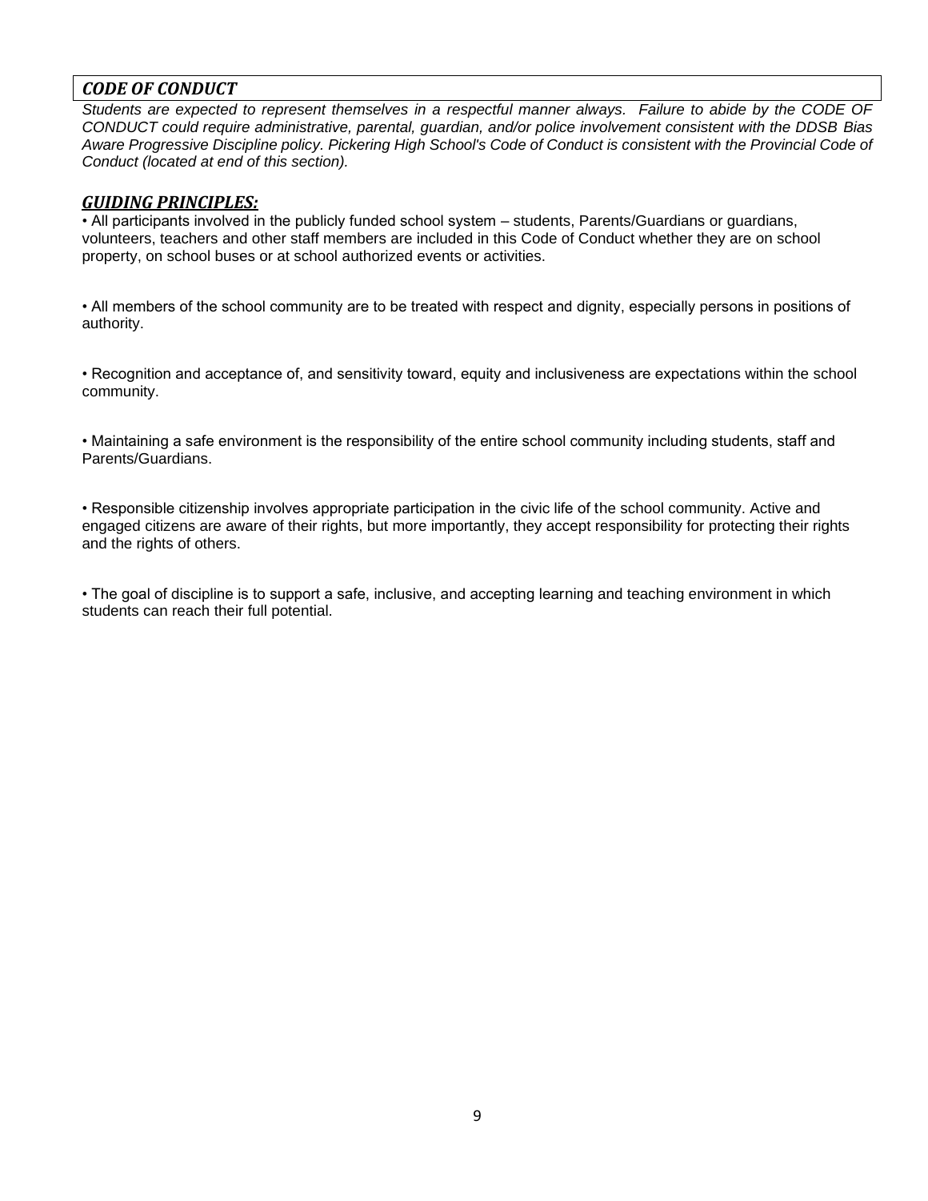## *CODE OF CONDUCT*

*Students are expected to represent themselves in a respectful manner always. Failure to abide by the CODE OF CONDUCT could require administrative, parental, guardian, and/or police involvement consistent with the DDSB Bias Aware Progressive Discipline policy. Pickering High School's Code of Conduct is consistent with the Provincial Code of Conduct (located at end of this section).*

### ***GUIDING PRINCIPLES:***

- All participants involved in the publicly funded school system – students, Parents/Guardians or guardians, volunteers, teachers and other staff members are included in this Code of Conduct whether they are on school property, on school buses or at school authorized events or activities.

- All members of the school community are to be treated with respect and dignity, especially persons in positions of authority.

- Recognition and acceptance of, and sensitivity toward, equity and inclusiveness are expectations within the school community.

- Maintaining a safe environment is the responsibility of the entire school community including students, staff and Parents/Guardians.

- Responsible citizenship involves appropriate participation in the civic life of the school community. Active and engaged citizens are aware of their rights, but more importantly, they accept responsibility for protecting their rights and the rights of others.

- The goal of discipline is to support a safe, inclusive, and accepting learning and teaching environment in which students can reach their full potential.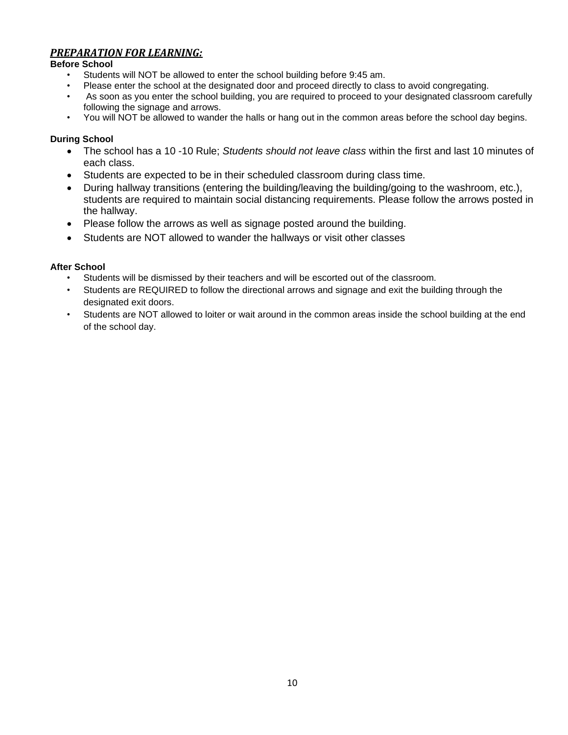## ***PREPARATION FOR LEARNING:***

**Before School**

- Students will NOT be allowed to enter the school building before 9:45 am.
- Please enter the school at the designated door and proceed directly to class to avoid congregating.
- As soon as you enter the school building, you are required to proceed to your designated classroom carefully following the signage and arrows.
- You will NOT be allowed to wander the halls or hang out in the common areas before the school day begins.

**During School**

- The school has a 10 -10 Rule; *Students should not leave class* within the first and last 10 minutes of each class.
- Students are expected to be in their scheduled classroom during class time.
- During hallway transitions (entering the building/leaving the building/going to the washroom, etc.), students are required to maintain social distancing requirements. Please follow the arrows posted in the hallway.
- Please follow the arrows as well as signage posted around the building.
- Students are NOT allowed to wander the hallways or visit other classes

**After School**

- Students will be dismissed by their teachers and will be escorted out of the classroom.
- Students are REQUIRED to follow the directional arrows and signage and exit the building through the designated exit doors.
- Students are NOT allowed to loiter or wait around in the common areas inside the school building at the end of the school day.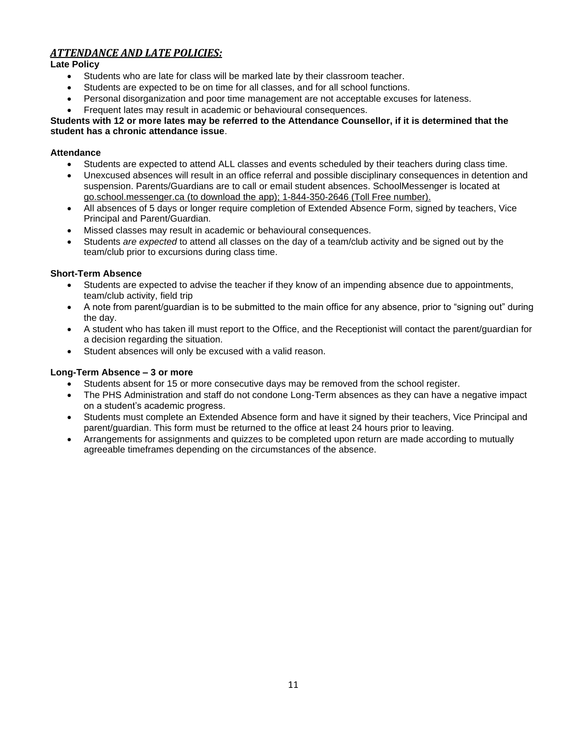## ***ATTENDANCE AND LATE POLICIES:***

**Late Policy**

- Students who are late for class will be marked late by their classroom teacher.
- Students are expected to be on time for all classes, and for all school functions.
- Personal disorganization and poor time management are not acceptable excuses for lateness.
- Frequent lates may result in academic or behavioural consequences.

**Students with 12 or more lates may be referred to the Attendance Counsellor, if it is determined that the student has a chronic attendance issue**.

**Attendance**

- Students are expected to attend ALL classes and events scheduled by their teachers during class time.
- Unexcused absences will result in an office referral and possible disciplinary consequences in detention and suspension. Parents/Guardians are to call or email student absences. SchoolMessenger is located at go.school.messenger.ca (to download the app); 1-844-350-2646 (Toll Free number).
- All absences of 5 days or longer require completion of Extended Absence Form, signed by teachers, Vice Principal and Parent/Guardian.
- Missed classes may result in academic or behavioural consequences.
- Students *are expected* to attend all classes on the day of a team/club activity and be signed out by the team/club prior to excursions during class time.

**Short-Term Absence**

- Students are expected to advise the teacher if they know of an impending absence due to appointments, team/club activity, field trip
- A note from parent/guardian is to be submitted to the main office for any absence, prior to "signing out" during the day.
- A student who has taken ill must report to the Office, and the Receptionist will contact the parent/guardian for a decision regarding the situation.
- Student absences will only be excused with a valid reason.

**Long-Term Absence – 3 or more**

- Students absent for 15 or more consecutive days may be removed from the school register.
- The PHS Administration and staff do not condone Long-Term absences as they can have a negative impact on a student's academic progress.
- Students must complete an Extended Absence form and have it signed by their teachers, Vice Principal and parent/guardian. This form must be returned to the office at least 24 hours prior to leaving.
- Arrangements for assignments and quizzes to be completed upon return are made according to mutually agreeable timeframes depending on the circumstances of the absence.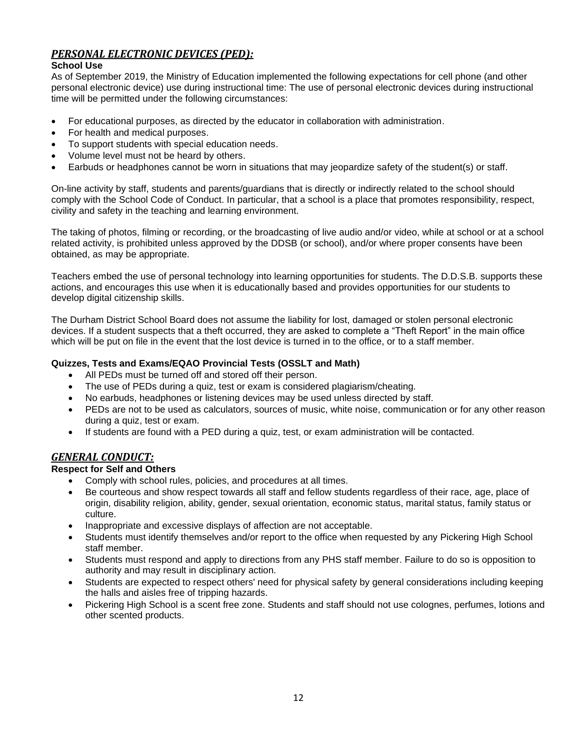## ***PERSONAL ELECTRONIC DEVICES (PED):***

**School Use**

As of September 2019, the Ministry of Education implemented the following expectations for cell phone (and other personal electronic device) use during instructional time: The use of personal electronic devices during instructional time will be permitted under the following circumstances:

- For educational purposes, as directed by the educator in collaboration with administration.
- For health and medical purposes.
- To support students with special education needs.
- Volume level must not be heard by others.
- Earbuds or headphones cannot be worn in situations that may jeopardize safety of the student(s) or staff.

On-line activity by staff, students and parents/guardians that is directly or indirectly related to the school should comply with the School Code of Conduct. In particular, that a school is a place that promotes responsibility, respect, civility and safety in the teaching and learning environment.

The taking of photos, filming or recording, or the broadcasting of live audio and/or video, while at school or at a school related activity, is prohibited unless approved by the DDSB (or school), and/or where proper consents have been obtained, as may be appropriate.

Teachers embed the use of personal technology into learning opportunities for students. The D.D.S.B. supports these actions, and encourages this use when it is educationally based and provides opportunities for our students to develop digital citizenship skills.

The Durham District School Board does not assume the liability for lost, damaged or stolen personal electronic devices. If a student suspects that a theft occurred, they are asked to complete a "Theft Report" in the main office which will be put on file in the event that the lost device is turned in to the office, or to a staff member.

**Quizzes, Tests and Exams/EQAO Provincial Tests (OSSLT and Math)**

- All PEDs must be turned off and stored off their person.
- The use of PEDs during a quiz, test or exam is considered plagiarism/cheating.
- No earbuds, headphones or listening devices may be used unless directed by staff.
- PEDs are not to be used as calculators, sources of music, white noise, communication or for any other reason during a quiz, test or exam.
- If students are found with a PED during a quiz, test, or exam administration will be contacted.

## ***GENERAL CONDUCT:***

**Respect for Self and Others**

- Comply with school rules, policies, and procedures at all times.
- Be courteous and show respect towards all staff and fellow students regardless of their race, age, place of origin, disability religion, ability, gender, sexual orientation, economic status, marital status, family status or culture.
- Inappropriate and excessive displays of affection are not acceptable.
- Students must identify themselves and/or report to the office when requested by any Pickering High School staff member.
- Students must respond and apply to directions from any PHS staff member. Failure to do so is opposition to authority and may result in disciplinary action.
- Students are expected to respect others' need for physical safety by general considerations including keeping the halls and aisles free of tripping hazards.
- Pickering High School is a scent free zone. Students and staff should not use colognes, perfumes, lotions and other scented products.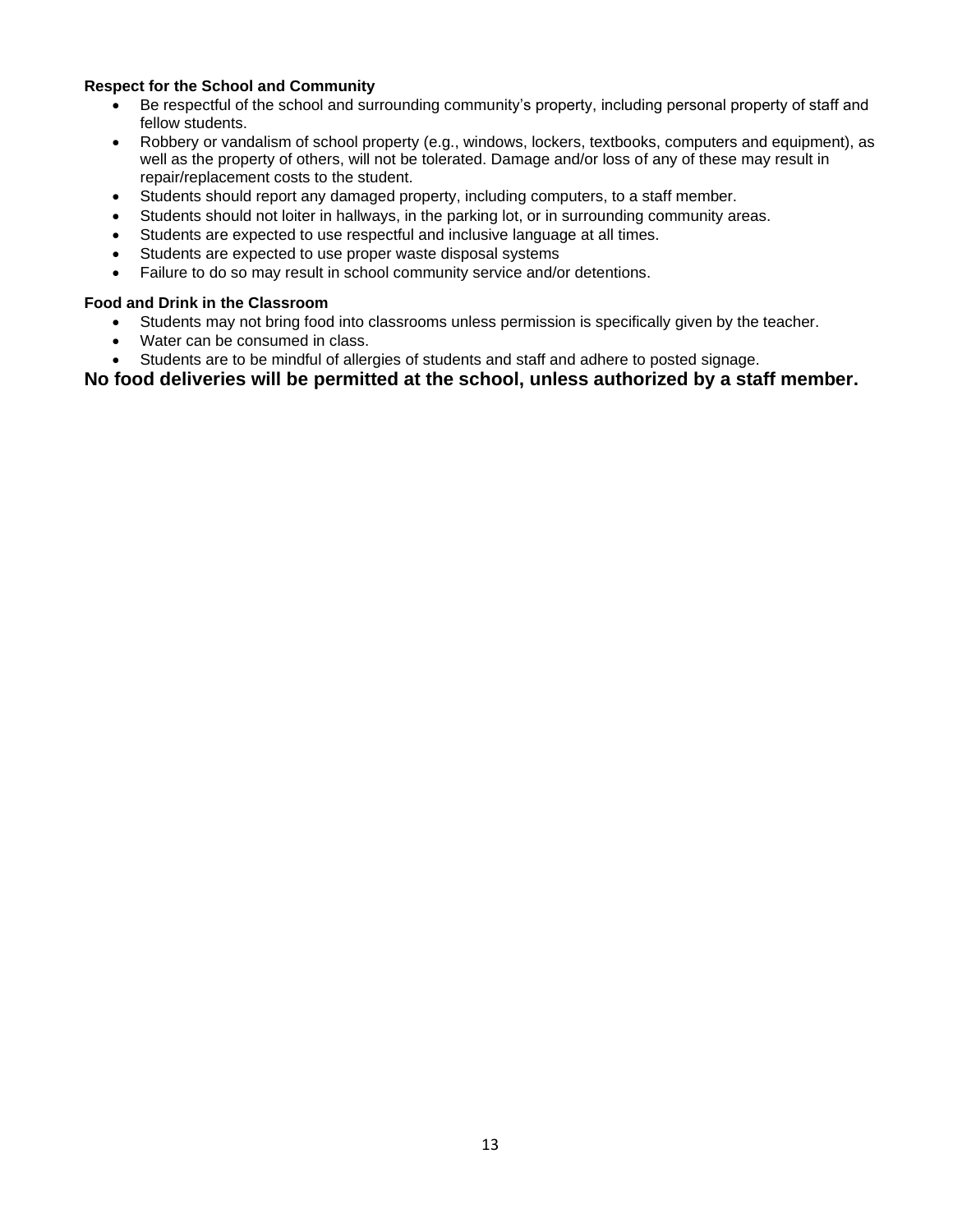**Respect for the School and Community**

- Be respectful of the school and surrounding community's property, including personal property of staff and fellow students.
- Robbery or vandalism of school property (e.g., windows, lockers, textbooks, computers and equipment), as well as the property of others, will not be tolerated. Damage and/or loss of any of these may result in repair/replacement costs to the student.
- Students should report any damaged property, including computers, to a staff member.
- Students should not loiter in hallways, in the parking lot, or in surrounding community areas.
- Students are expected to use respectful and inclusive language at all times.
- Students are expected to use proper waste disposal systems
- Failure to do so may result in school community service and/or detentions.

**Food and Drink in the Classroom**

- Students may not bring food into classrooms unless permission is specifically given by the teacher.
- Water can be consumed in class.
- Students are to be mindful of allergies of students and staff and adhere to posted signage.

**No food deliveries will be permitted at the school, unless authorized by a staff member.**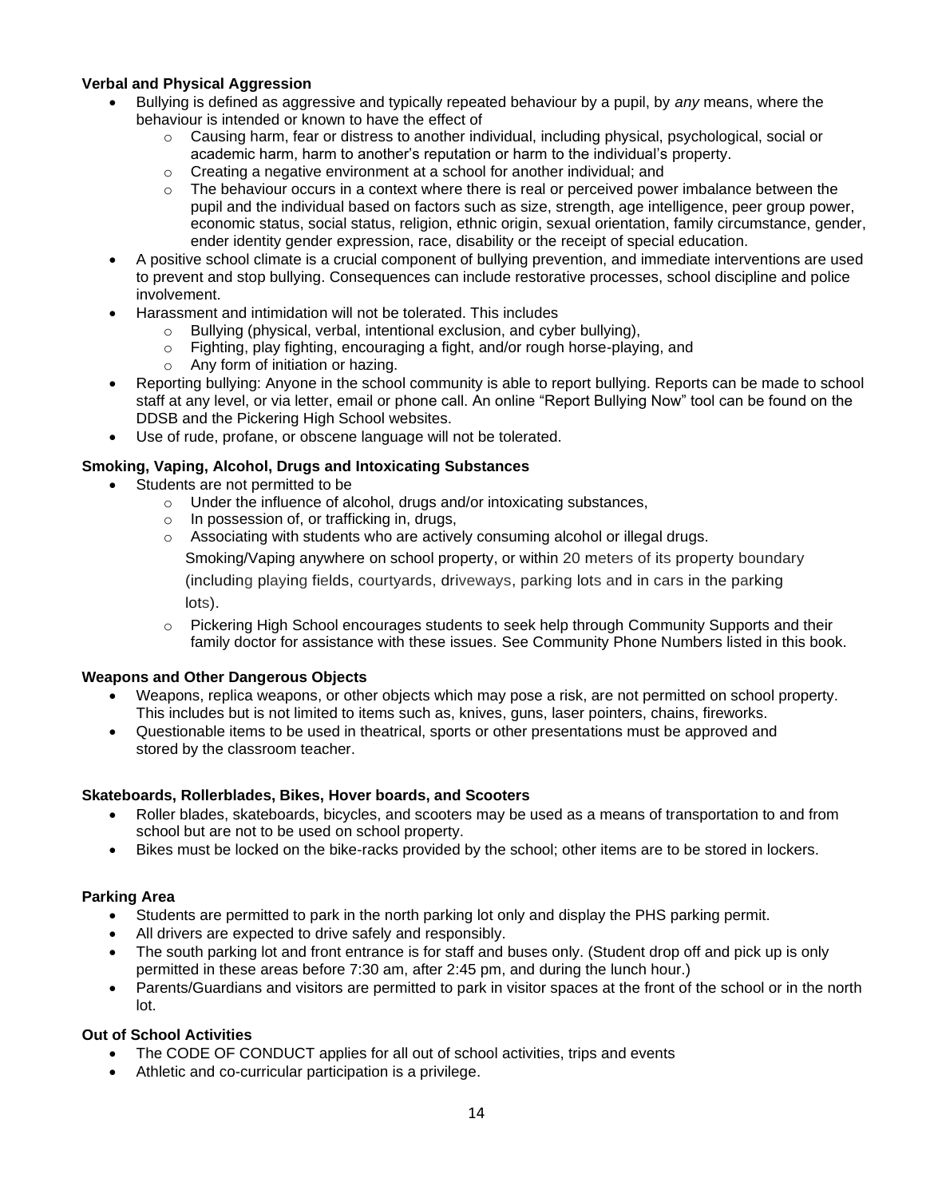**Verbal and Physical Aggression**

- Bullying is defined as aggressive and typically repeated behaviour by a pupil, by *any* means, where the behaviour is intended or known to have the effect of
  - Causing harm, fear or distress to another individual, including physical, psychological, social or academic harm, harm to another's reputation or harm to the individual's property.
  - Creating a negative environment at a school for another individual; and
  - The behaviour occurs in a context where there is real or perceived power imbalance between the pupil and the individual based on factors such as size, strength, age intelligence, peer group power, economic status, social status, religion, ethnic origin, sexual orientation, family circumstance, gender, ender identity gender expression, race, disability or the receipt of special education.
- A positive school climate is a crucial component of bullying prevention, and immediate interventions are used to prevent and stop bullying. Consequences can include restorative processes, school discipline and police involvement.
- Harassment and intimidation will not be tolerated. This includes
  - Bullying (physical, verbal, intentional exclusion, and cyber bullying),
  - Fighting, play fighting, encouraging a fight, and/or rough horse-playing, and
  - Any form of initiation or hazing.
- Reporting bullying: Anyone in the school community is able to report bullying. Reports can be made to school staff at any level, or via letter, email or phone call. An online "Report Bullying Now" tool can be found on the DDSB and the Pickering High School websites.
- Use of rude, profane, or obscene language will not be tolerated.

**Smoking, Vaping, Alcohol, Drugs and Intoxicating Substances**

- Students are not permitted to be
  - Under the influence of alcohol, drugs and/or intoxicating substances,
  - In possession of, or trafficking in, drugs,
  - Associating with students who are actively consuming alcohol or illegal drugs.

    Smoking/Vaping anywhere on school property, or within 20 meters of its property boundary (including playing fields, courtyards, driveways, parking lots and in cars in the parking lots).
  - Pickering High School encourages students to seek help through Community Supports and their family doctor for assistance with these issues. See Community Phone Numbers listed in this book.

**Weapons and Other Dangerous Objects**

- Weapons, replica weapons, or other objects which may pose a risk, are not permitted on school property. This includes but is not limited to items such as, knives, guns, laser pointers, chains, fireworks.
- Questionable items to be used in theatrical, sports or other presentations must be approved and stored by the classroom teacher.

**Skateboards, Rollerblades, Bikes, Hover boards, and Scooters**

- Roller blades, skateboards, bicycles, and scooters may be used as a means of transportation to and from school but are not to be used on school property.
- Bikes must be locked on the bike-racks provided by the school; other items are to be stored in lockers.

**Parking Area**

- Students are permitted to park in the north parking lot only and display the PHS parking permit.
- All drivers are expected to drive safely and responsibly.
- The south parking lot and front entrance is for staff and buses only. (Student drop off and pick up is only permitted in these areas before 7:30 am, after 2:45 pm, and during the lunch hour.)
- Parents/Guardians and visitors are permitted to park in visitor spaces at the front of the school or in the north lot.

**Out of School Activities**

- The CODE OF CONDUCT applies for all out of school activities, trips and events
- Athletic and co-curricular participation is a privilege.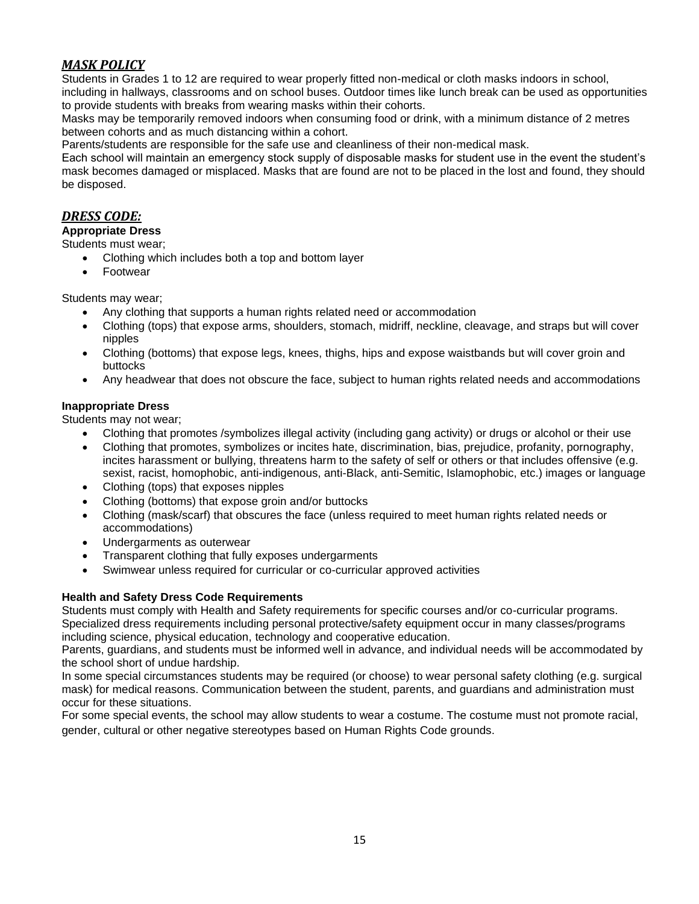## ***MASK POLICY***

Students in Grades 1 to 12 are required to wear properly fitted non-medical or cloth masks indoors in school, including in hallways, classrooms and on school buses. Outdoor times like lunch break can be used as opportunities to provide students with breaks from wearing masks within their cohorts.

Masks may be temporarily removed indoors when consuming food or drink, with a minimum distance of 2 metres between cohorts and as much distancing within a cohort.

Parents/students are responsible for the safe use and cleanliness of their non-medical mask.

Each school will maintain an emergency stock supply of disposable masks for student use in the event the student's mask becomes damaged or misplaced. Masks that are found are not to be placed in the lost and found, they should be disposed.

## ***DRESS CODE:***

### Appropriate Dress

Students must wear;

- Clothing which includes both a top and bottom layer
- Footwear

Students may wear;

- Any clothing that supports a human rights related need or accommodation
- Clothing (tops) that expose arms, shoulders, stomach, midriff, neckline, cleavage, and straps but will cover nipples
- Clothing (bottoms) that expose legs, knees, thighs, hips and expose waistbands but will cover groin and buttocks
- Any headwear that does not obscure the face, subject to human rights related needs and accommodations

### Inappropriate Dress

Students may not wear;

- Clothing that promotes /symbolizes illegal activity (including gang activity) or drugs or alcohol or their use
- Clothing that promotes, symbolizes or incites hate, discrimination, bias, prejudice, profanity, pornography, incites harassment or bullying, threatens harm to the safety of self or others or that includes offensive (e.g. sexist, racist, homophobic, anti-indigenous, anti-Black, anti-Semitic, Islamophobic, etc.) images or language
- Clothing (tops) that exposes nipples
- Clothing (bottoms) that expose groin and/or buttocks
- Clothing (mask/scarf) that obscures the face (unless required to meet human rights related needs or accommodations)
- Undergarments as outerwear
- Transparent clothing that fully exposes undergarments
- Swimwear unless required for curricular or co-curricular approved activities

### Health and Safety Dress Code Requirements

Students must comply with Health and Safety requirements for specific courses and/or co-curricular programs. Specialized dress requirements including personal protective/safety equipment occur in many classes/programs including science, physical education, technology and cooperative education.

Parents, guardians, and students must be informed well in advance, and individual needs will be accommodated by the school short of undue hardship.

In some special circumstances students may be required (or choose) to wear personal safety clothing (e.g. surgical mask) for medical reasons. Communication between the student, parents, and guardians and administration must occur for these situations.

For some special events, the school may allow students to wear a costume. The costume must not promote racial, gender, cultural or other negative stereotypes based on Human Rights Code grounds.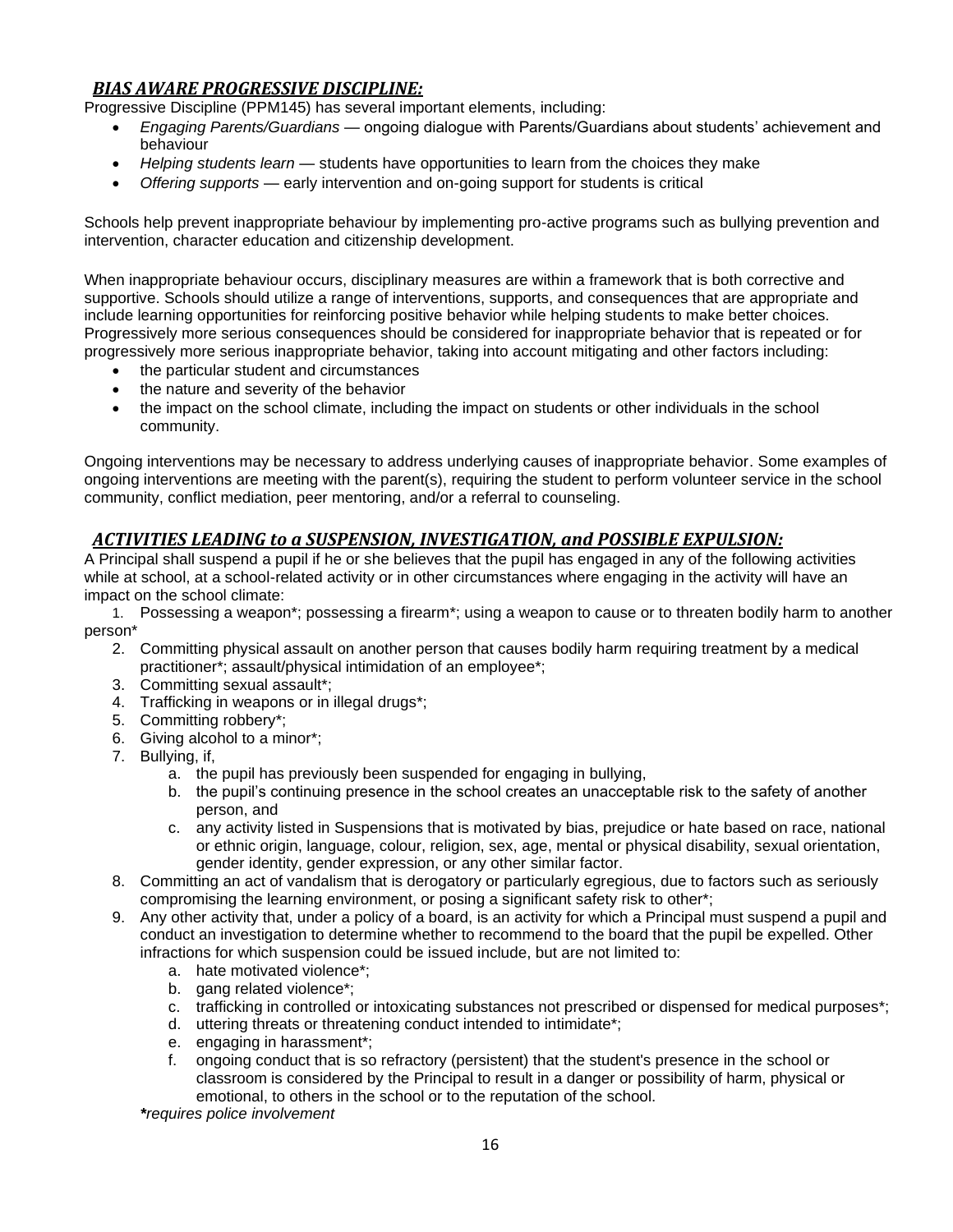## ***BIAS AWARE PROGRESSIVE DISCIPLINE:***

Progressive Discipline (PPM145) has several important elements, including:

- *Engaging Parents/Guardians* — ongoing dialogue with Parents/Guardians about students' achievement and behaviour
- *Helping students learn* — students have opportunities to learn from the choices they make
- *Offering supports* — early intervention and on-going support for students is critical

Schools help prevent inappropriate behaviour by implementing pro-active programs such as bullying prevention and intervention, character education and citizenship development.

When inappropriate behaviour occurs, disciplinary measures are within a framework that is both corrective and supportive. Schools should utilize a range of interventions, supports, and consequences that are appropriate and include learning opportunities for reinforcing positive behavior while helping students to make better choices. Progressively more serious consequences should be considered for inappropriate behavior that is repeated or for progressively more serious inappropriate behavior, taking into account mitigating and other factors including:

- the particular student and circumstances
- the nature and severity of the behavior
- the impact on the school climate, including the impact on students or other individuals in the school community.

Ongoing interventions may be necessary to address underlying causes of inappropriate behavior. Some examples of ongoing interventions are meeting with the parent(s), requiring the student to perform volunteer service in the school community, conflict mediation, peer mentoring, and/or a referral to counseling.

## ***ACTIVITIES LEADING to a SUSPENSION, INVESTIGATION, and POSSIBLE EXPULSION:***

A Principal shall suspend a pupil if he or she believes that the pupil has engaged in any of the following activities while at school, at a school-related activity or in other circumstances where engaging in the activity will have an impact on the school climate:

1. Possessing a weapon*; possessing a firearm*; using a weapon to cause or to threaten bodily harm to another person*
2. Committing physical assault on another person that causes bodily harm requiring treatment by a medical practitioner*; assault/physical intimidation of an employee*;
3. Committing sexual assault*;
4. Trafficking in weapons or in illegal drugs*;
5. Committing robbery*;
6. Giving alcohol to a minor*;
7. Bullying, if,
   a. the pupil has previously been suspended for engaging in bullying,
   b. the pupil's continuing presence in the school creates an unacceptable risk to the safety of another person, and
   c. any activity listed in Suspensions that is motivated by bias, prejudice or hate based on race, national or ethnic origin, language, colour, religion, sex, age, mental or physical disability, sexual orientation, gender identity, gender expression, or any other similar factor.
8. Committing an act of vandalism that is derogatory or particularly egregious, due to factors such as seriously compromising the learning environment, or posing a significant safety risk to other*;
9. Any other activity that, under a policy of a board, is an activity for which a Principal must suspend a pupil and conduct an investigation to determine whether to recommend to the board that the pupil be expelled. Other infractions for which suspension could be issued include, but are not limited to:
   a. hate motivated violence*;
   b. gang related violence*;
   c. trafficking in controlled or intoxicating substances not prescribed or dispensed for medical purposes*;
   d. uttering threats or threatening conduct intended to intimidate*;
   e. engaging in harassment*;
   f. ongoing conduct that is so refractory (persistent) that the student's presence in the school or classroom is considered by the Principal to result in a danger or possibility of harm, physical or emotional, to others in the school or to the reputation of the school.

***requires police involvement***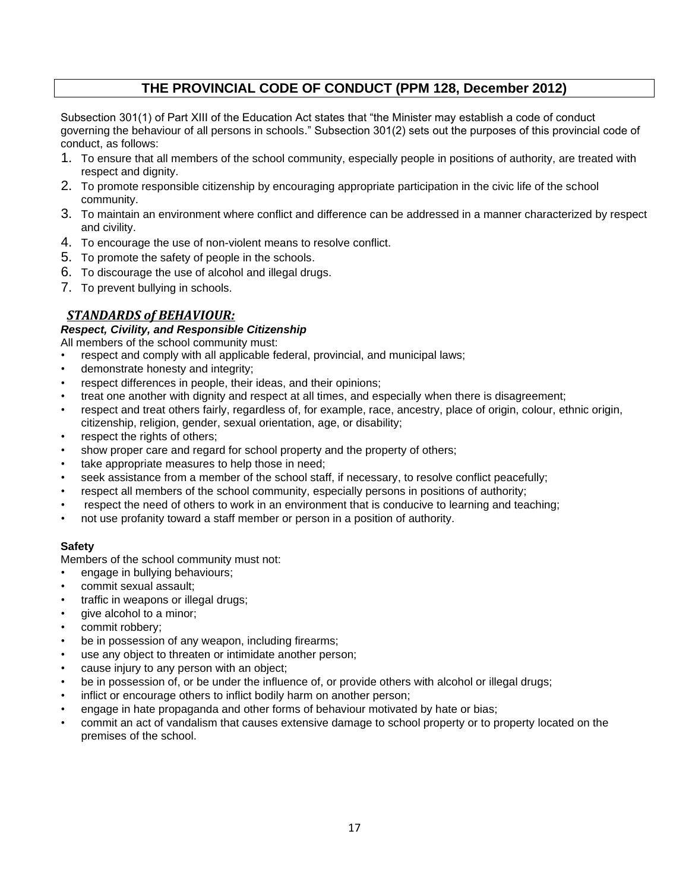# THE PROVINCIAL CODE OF CONDUCT (PPM 128, December 2012)

Subsection 301(1) of Part XIII of the Education Act states that "the Minister may establish a code of conduct governing the behaviour of all persons in schools." Subsection 301(2) sets out the purposes of this provincial code of conduct, as follows:

1. To ensure that all members of the school community, especially people in positions of authority, are treated with respect and dignity.
2. To promote responsible citizenship by encouraging appropriate participation in the civic life of the school community.
3. To maintain an environment where conflict and difference can be addressed in a manner characterized by respect and civility.
4. To encourage the use of non-violent means to resolve conflict.
5. To promote the safety of people in the schools.
6. To discourage the use of alcohol and illegal drugs.
7. To prevent bullying in schools.

## ***STANDARDS of BEHAVIOUR:***

### *Respect, Civility, and Responsible Citizenship*

All members of the school community must:

- respect and comply with all applicable federal, provincial, and municipal laws;
- demonstrate honesty and integrity;
- respect differences in people, their ideas, and their opinions;
- treat one another with dignity and respect at all times, and especially when there is disagreement;
- respect and treat others fairly, regardless of, for example, race, ancestry, place of origin, colour, ethnic origin, citizenship, religion, gender, sexual orientation, age, or disability;
- respect the rights of others;
- show proper care and regard for school property and the property of others;
- take appropriate measures to help those in need;
- seek assistance from a member of the school staff, if necessary, to resolve conflict peacefully;
- respect all members of the school community, especially persons in positions of authority;
- respect the need of others to work in an environment that is conducive to learning and teaching;
- not use profanity toward a staff member or person in a position of authority.

### Safety

Members of the school community must not:

- engage in bullying behaviours;
- commit sexual assault;
- traffic in weapons or illegal drugs;
- give alcohol to a minor;
- commit robbery;
- be in possession of any weapon, including firearms;
- use any object to threaten or intimidate another person;
- cause injury to any person with an object;
- be in possession of, or be under the influence of, or provide others with alcohol or illegal drugs;
- inflict or encourage others to inflict bodily harm on another person;
- engage in hate propaganda and other forms of behaviour motivated by hate or bias;
- commit an act of vandalism that causes extensive damage to school property or to property located on the premises of the school.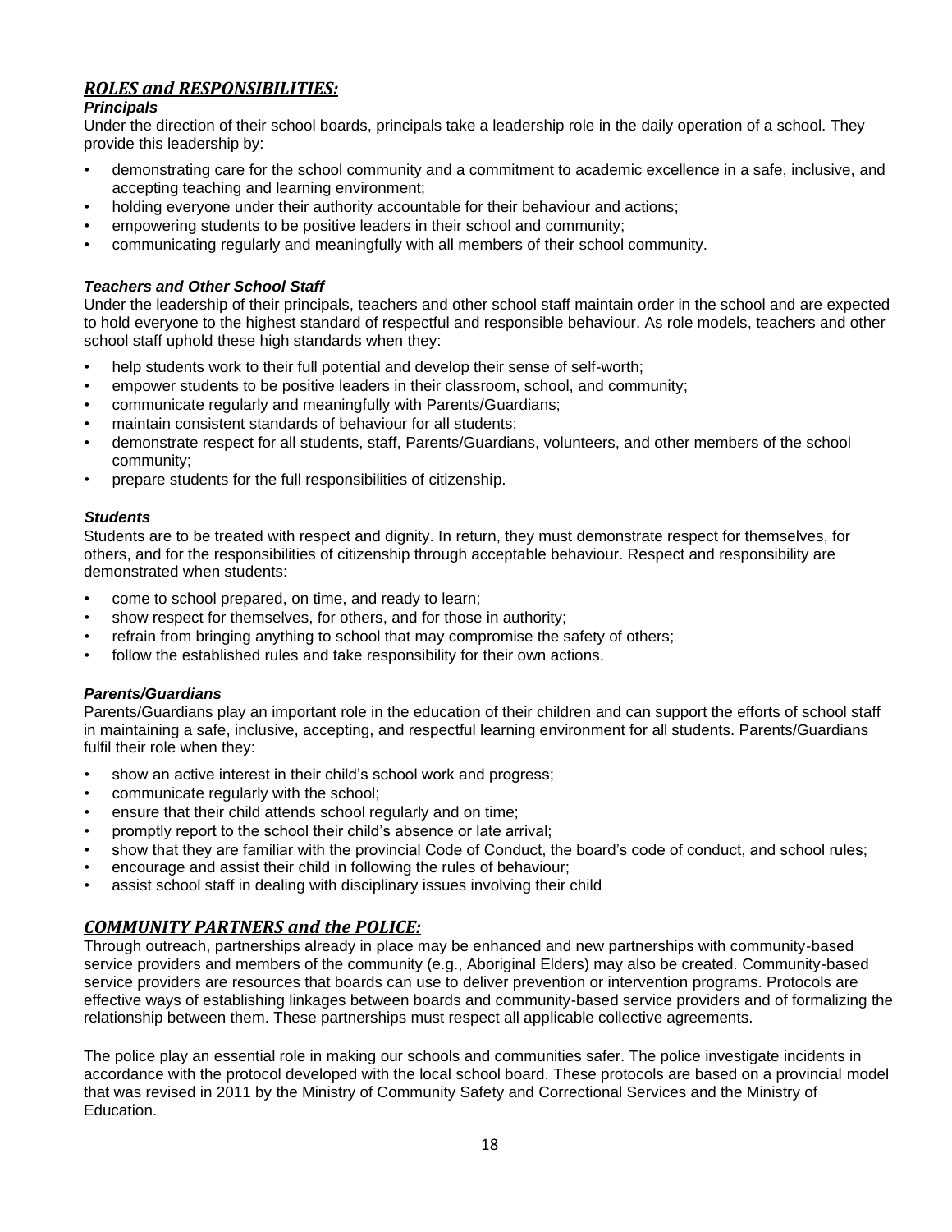## *ROLES and RESPONSIBILITIES:*

### *Principals*

Under the direction of their school boards, principals take a leadership role in the daily operation of a school. They provide this leadership by:

- demonstrating care for the school community and a commitment to academic excellence in a safe, inclusive, and accepting teaching and learning environment;
- holding everyone under their authority accountable for their behaviour and actions;
- empowering students to be positive leaders in their school and community;
- communicating regularly and meaningfully with all members of their school community.

### *Teachers and Other School Staff*

Under the leadership of their principals, teachers and other school staff maintain order in the school and are expected to hold everyone to the highest standard of respectful and responsible behaviour. As role models, teachers and other school staff uphold these high standards when they:

- help students work to their full potential and develop their sense of self-worth;
- empower students to be positive leaders in their classroom, school, and community;
- communicate regularly and meaningfully with Parents/Guardians;
- maintain consistent standards of behaviour for all students;
- demonstrate respect for all students, staff, Parents/Guardians, volunteers, and other members of the school community;
- prepare students for the full responsibilities of citizenship.

### *Students*

Students are to be treated with respect and dignity. In return, they must demonstrate respect for themselves, for others, and for the responsibilities of citizenship through acceptable behaviour. Respect and responsibility are demonstrated when students:

- come to school prepared, on time, and ready to learn;
- show respect for themselves, for others, and for those in authority;
- refrain from bringing anything to school that may compromise the safety of others;
- follow the established rules and take responsibility for their own actions.

### *Parents/Guardians*

Parents/Guardians play an important role in the education of their children and can support the efforts of school staff in maintaining a safe, inclusive, accepting, and respectful learning environment for all students. Parents/Guardians fulfil their role when they:

- show an active interest in their child's school work and progress;
- communicate regularly with the school;
- ensure that their child attends school regularly and on time;
- promptly report to the school their child's absence or late arrival;
- show that they are familiar with the provincial Code of Conduct, the board's code of conduct, and school rules;
- encourage and assist their child in following the rules of behaviour;
- assist school staff in dealing with disciplinary issues involving their child

## *COMMUNITY PARTNERS and the POLICE:*

Through outreach, partnerships already in place may be enhanced and new partnerships with community-based service providers and members of the community (e.g., Aboriginal Elders) may also be created. Community-based service providers are resources that boards can use to deliver prevention or intervention programs. Protocols are effective ways of establishing linkages between boards and community-based service providers and of formalizing the relationship between them. These partnerships must respect all applicable collective agreements.

The police play an essential role in making our schools and communities safer. The police investigate incidents in accordance with the protocol developed with the local school board. These protocols are based on a provincial model that was revised in 2011 by the Ministry of Community Safety and Correctional Services and the Ministry of Education.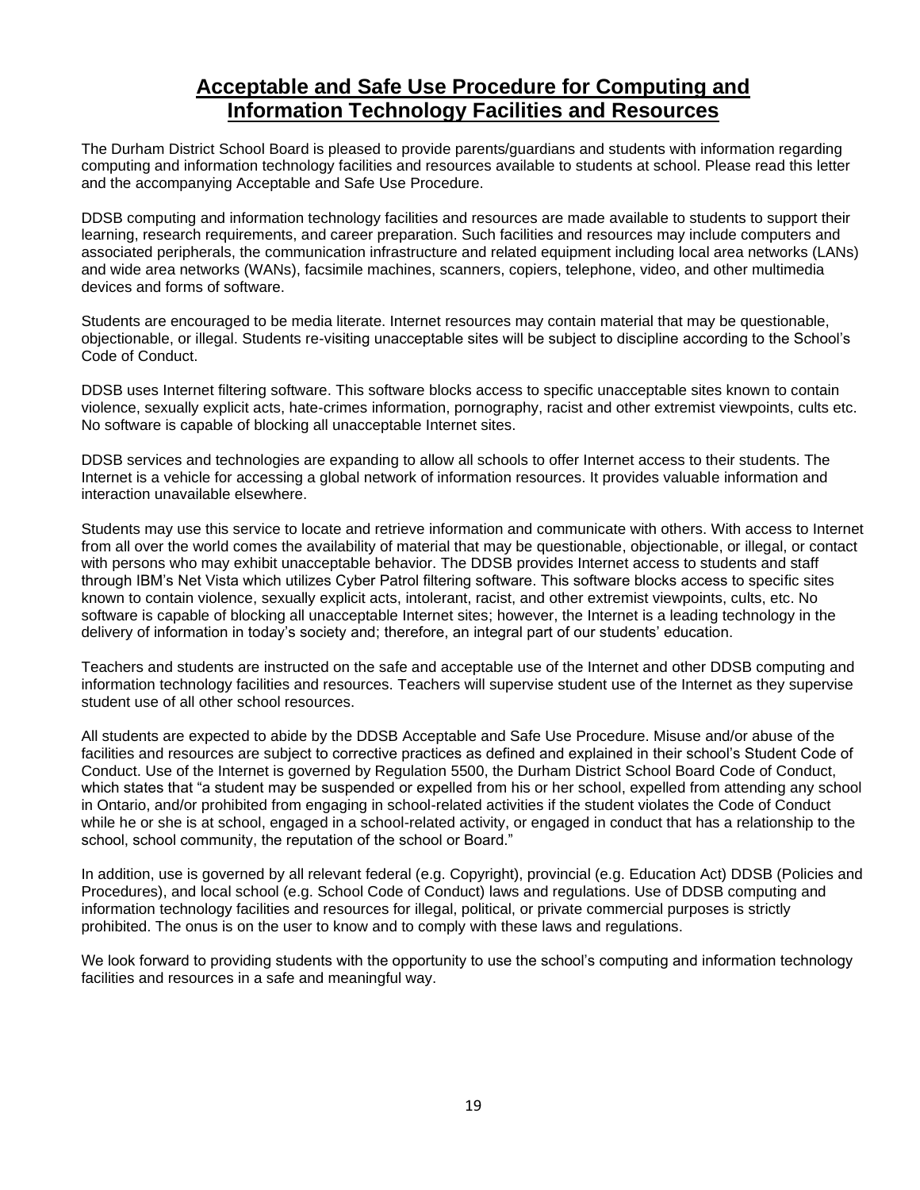# Acceptable and Safe Use Procedure for Computing and Information Technology Facilities and Resources

The Durham District School Board is pleased to provide parents/guardians and students with information regarding computing and information technology facilities and resources available to students at school. Please read this letter and the accompanying Acceptable and Safe Use Procedure.

DDSB computing and information technology facilities and resources are made available to students to support their learning, research requirements, and career preparation. Such facilities and resources may include computers and associated peripherals, the communication infrastructure and related equipment including local area networks (LANs) and wide area networks (WANs), facsimile machines, scanners, copiers, telephone, video, and other multimedia devices and forms of software.

Students are encouraged to be media literate. Internet resources may contain material that may be questionable, objectionable, or illegal. Students re-visiting unacceptable sites will be subject to discipline according to the School's Code of Conduct.

DDSB uses Internet filtering software. This software blocks access to specific unacceptable sites known to contain violence, sexually explicit acts, hate-crimes information, pornography, racist and other extremist viewpoints, cults etc. No software is capable of blocking all unacceptable Internet sites.

DDSB services and technologies are expanding to allow all schools to offer Internet access to their students. The Internet is a vehicle for accessing a global network of information resources. It provides valuable information and interaction unavailable elsewhere.

Students may use this service to locate and retrieve information and communicate with others. With access to Internet from all over the world comes the availability of material that may be questionable, objectionable, or illegal, or contact with persons who may exhibit unacceptable behavior. The DDSB provides Internet access to students and staff through IBM's Net Vista which utilizes Cyber Patrol filtering software. This software blocks access to specific sites known to contain violence, sexually explicit acts, intolerant, racist, and other extremist viewpoints, cults, etc. No software is capable of blocking all unacceptable Internet sites; however, the Internet is a leading technology in the delivery of information in today's society and; therefore, an integral part of our students' education.

Teachers and students are instructed on the safe and acceptable use of the Internet and other DDSB computing and information technology facilities and resources. Teachers will supervise student use of the Internet as they supervise student use of all other school resources.

All students are expected to abide by the DDSB Acceptable and Safe Use Procedure. Misuse and/or abuse of the facilities and resources are subject to corrective practices as defined and explained in their school's Student Code of Conduct. Use of the Internet is governed by Regulation 5500, the Durham District School Board Code of Conduct, which states that "a student may be suspended or expelled from his or her school, expelled from attending any school in Ontario, and/or prohibited from engaging in school-related activities if the student violates the Code of Conduct while he or she is at school, engaged in a school-related activity, or engaged in conduct that has a relationship to the school, school community, the reputation of the school or Board."

In addition, use is governed by all relevant federal (e.g. Copyright), provincial (e.g. Education Act) DDSB (Policies and Procedures), and local school (e.g. School Code of Conduct) laws and regulations. Use of DDSB computing and information technology facilities and resources for illegal, political, or private commercial purposes is strictly prohibited. The onus is on the user to know and to comply with these laws and regulations.

We look forward to providing students with the opportunity to use the school's computing and information technology facilities and resources in a safe and meaningful way.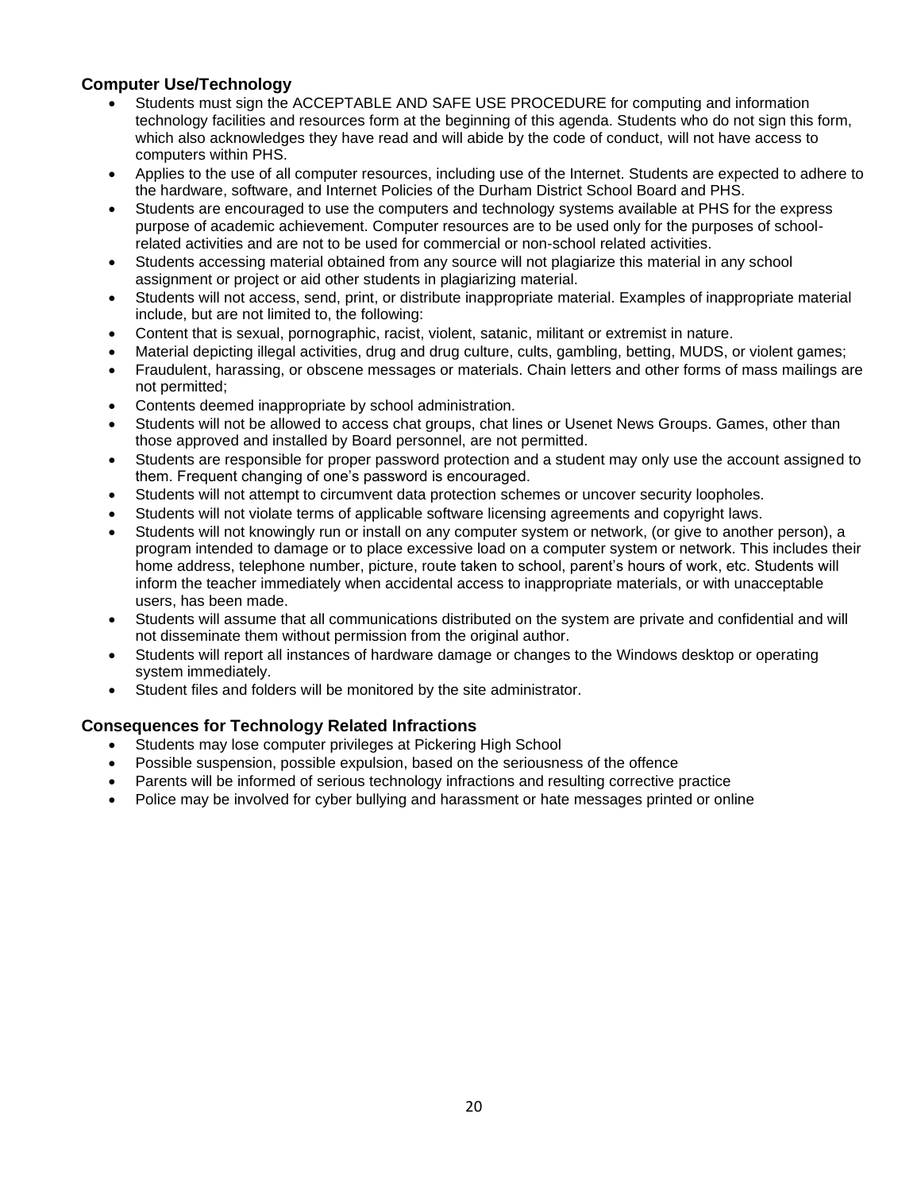## Computer Use/Technology

- Students must sign the ACCEPTABLE AND SAFE USE PROCEDURE for computing and information technology facilities and resources form at the beginning of this agenda. Students who do not sign this form, which also acknowledges they have read and will abide by the code of conduct, will not have access to computers within PHS.
- Applies to the use of all computer resources, including use of the Internet. Students are expected to adhere to the hardware, software, and Internet Policies of the Durham District School Board and PHS.
- Students are encouraged to use the computers and technology systems available at PHS for the express purpose of academic achievement. Computer resources are to be used only for the purposes of school-related activities and are not to be used for commercial or non-school related activities.
- Students accessing material obtained from any source will not plagiarize this material in any school assignment or project or aid other students in plagiarizing material.
- Students will not access, send, print, or distribute inappropriate material. Examples of inappropriate material include, but are not limited to, the following:
- Content that is sexual, pornographic, racist, violent, satanic, militant or extremist in nature.
- Material depicting illegal activities, drug and drug culture, cults, gambling, betting, MUDS, or violent games;
- Fraudulent, harassing, or obscene messages or materials. Chain letters and other forms of mass mailings are not permitted;
- Contents deemed inappropriate by school administration.
- Students will not be allowed to access chat groups, chat lines or Usenet News Groups. Games, other than those approved and installed by Board personnel, are not permitted.
- Students are responsible for proper password protection and a student may only use the account assigned to them. Frequent changing of one's password is encouraged.
- Students will not attempt to circumvent data protection schemes or uncover security loopholes.
- Students will not violate terms of applicable software licensing agreements and copyright laws.
- Students will not knowingly run or install on any computer system or network, (or give to another person), a program intended to damage or to place excessive load on a computer system or network. This includes their home address, telephone number, picture, route taken to school, parent's hours of work, etc. Students will inform the teacher immediately when accidental access to inappropriate materials, or with unacceptable users, has been made.
- Students will assume that all communications distributed on the system are private and confidential and will not disseminate them without permission from the original author.
- Students will report all instances of hardware damage or changes to the Windows desktop or operating system immediately.
- Student files and folders will be monitored by the site administrator.

## Consequences for Technology Related Infractions

- Students may lose computer privileges at Pickering High School
- Possible suspension, possible expulsion, based on the seriousness of the offence
- Parents will be informed of serious technology infractions and resulting corrective practice
- Police may be involved for cyber bullying and harassment or hate messages printed or online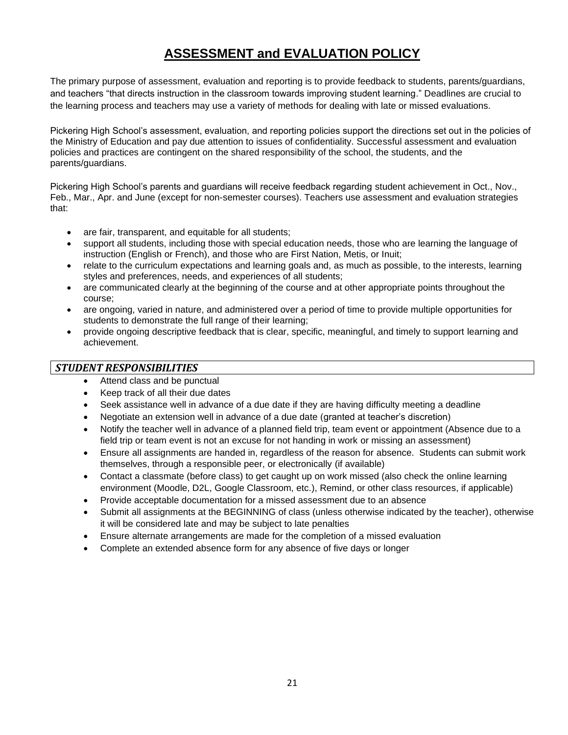# ASSESSMENT and EVALUATION POLICY

The primary purpose of assessment, evaluation and reporting is to provide feedback to students, parents/guardians, and teachers "that directs instruction in the classroom towards improving student learning." Deadlines are crucial to the learning process and teachers may use a variety of methods for dealing with late or missed evaluations.

Pickering High School's assessment, evaluation, and reporting policies support the directions set out in the policies of the Ministry of Education and pay due attention to issues of confidentiality. Successful assessment and evaluation policies and practices are contingent on the shared responsibility of the school, the students, and the parents/guardians.

Pickering High School's parents and guardians will receive feedback regarding student achievement in Oct., Nov., Feb., Mar., Apr. and June (except for non-semester courses). Teachers use assessment and evaluation strategies that:

- are fair, transparent, and equitable for all students;
- support all students, including those with special education needs, those who are learning the language of instruction (English or French), and those who are First Nation, Metis, or Inuit;
- relate to the curriculum expectations and learning goals and, as much as possible, to the interests, learning styles and preferences, needs, and experiences of all students;
- are communicated clearly at the beginning of the course and at other appropriate points throughout the course;
- are ongoing, varied in nature, and administered over a period of time to provide multiple opportunities for students to demonstrate the full range of their learning;
- provide ongoing descriptive feedback that is clear, specific, meaningful, and timely to support learning and achievement.

### *STUDENT RESPONSIBILITIES*

- Attend class and be punctual
- Keep track of all their due dates
- Seek assistance well in advance of a due date if they are having difficulty meeting a deadline
- Negotiate an extension well in advance of a due date (granted at teacher's discretion)
- Notify the teacher well in advance of a planned field trip, team event or appointment (Absence due to a field trip or team event is not an excuse for not handing in work or missing an assessment)
- Ensure all assignments are handed in, regardless of the reason for absence. Students can submit work themselves, through a responsible peer, or electronically (if available)
- Contact a classmate (before class) to get caught up on work missed (also check the online learning environment (Moodle, D2L, Google Classroom, etc.), Remind, or other class resources, if applicable)
- Provide acceptable documentation for a missed assessment due to an absence
- Submit all assignments at the BEGINNING of class (unless otherwise indicated by the teacher), otherwise it will be considered late and may be subject to late penalties
- Ensure alternate arrangements are made for the completion of a missed evaluation
- Complete an extended absence form for any absence of five days or longer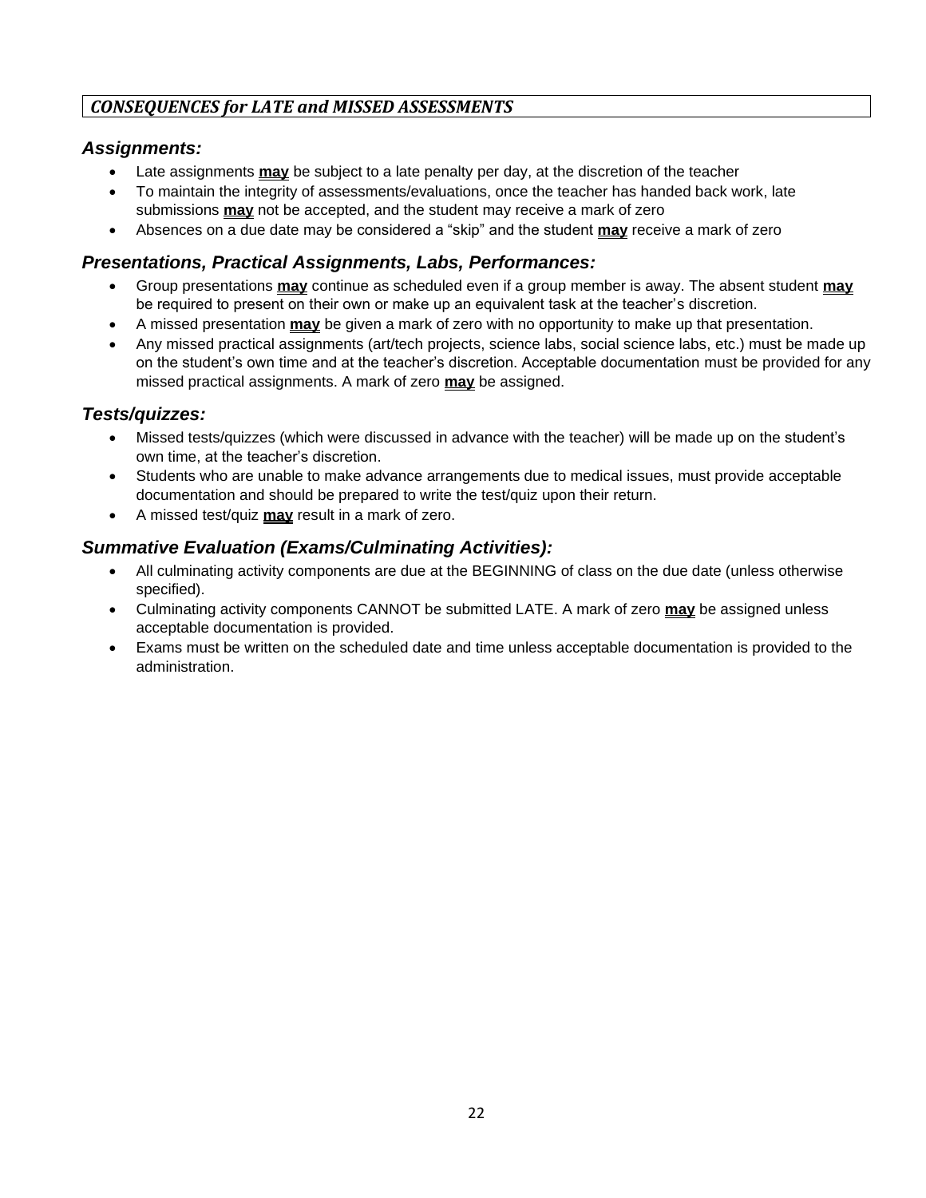## *CONSEQUENCES for LATE and MISSED ASSESSMENTS*

### *Assignments:*

- Late assignments **may** be subject to a late penalty per day, at the discretion of the teacher
- To maintain the integrity of assessments/evaluations, once the teacher has handed back work, late submissions **may** not be accepted, and the student may receive a mark of zero
- Absences on a due date may be considered a "skip" and the student **may** receive a mark of zero

### *Presentations, Practical Assignments, Labs, Performances:*

- Group presentations **may** continue as scheduled even if a group member is away. The absent student **may** be required to present on their own or make up an equivalent task at the teacher's discretion.
- A missed presentation **may** be given a mark of zero with no opportunity to make up that presentation.
- Any missed practical assignments (art/tech projects, science labs, social science labs, etc.) must be made up on the student's own time and at the teacher's discretion. Acceptable documentation must be provided for any missed practical assignments. A mark of zero **may** be assigned.

### *Tests/quizzes:*

- Missed tests/quizzes (which were discussed in advance with the teacher) will be made up on the student's own time, at the teacher's discretion.
- Students who are unable to make advance arrangements due to medical issues, must provide acceptable documentation and should be prepared to write the test/quiz upon their return.
- A missed test/quiz **may** result in a mark of zero.

### *Summative Evaluation (Exams/Culminating Activities):*

- All culminating activity components are due at the BEGINNING of class on the due date (unless otherwise specified).
- Culminating activity components CANNOT be submitted LATE. A mark of zero **may** be assigned unless acceptable documentation is provided.
- Exams must be written on the scheduled date and time unless acceptable documentation is provided to the administration.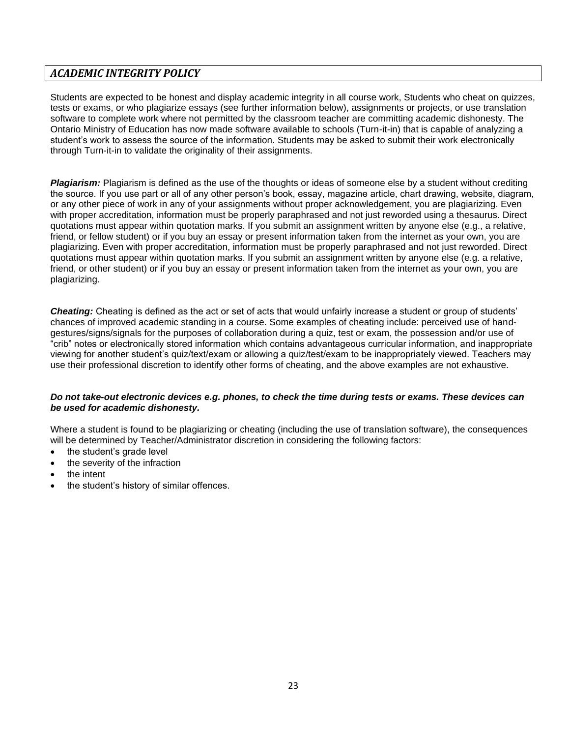## *ACADEMIC INTEGRITY POLICY*

Students are expected to be honest and display academic integrity in all course work, Students who cheat on quizzes, tests or exams, or who plagiarize essays (see further information below), assignments or projects, or use translation software to complete work where not permitted by the classroom teacher are committing academic dishonesty. The Ontario Ministry of Education has now made software available to schools (Turn-it-in) that is capable of analyzing a student's work to assess the source of the information. Students may be asked to submit their work electronically through Turn-it-in to validate the originality of their assignments.

***Plagiarism:*** Plagiarism is defined as the use of the thoughts or ideas of someone else by a student without crediting the source. If you use part or all of any other person's book, essay, magazine article, chart drawing, website, diagram, or any other piece of work in any of your assignments without proper acknowledgement, you are plagiarizing. Even with proper accreditation, information must be properly paraphrased and not just reworded using a thesaurus. Direct quotations must appear within quotation marks. If you submit an assignment written by anyone else (e.g., a relative, friend, or fellow student) or if you buy an essay or present information taken from the internet as your own, you are plagiarizing. Even with proper accreditation, information must be properly paraphrased and not just reworded. Direct quotations must appear within quotation marks. If you submit an assignment written by anyone else (e.g. a relative, friend, or other student) or if you buy an essay or present information taken from the internet as your own, you are plagiarizing.

***Cheating:*** Cheating is defined as the act or set of acts that would unfairly increase a student or group of students' chances of improved academic standing in a course. Some examples of cheating include: perceived use of hand-gestures/signs/signals for the purposes of collaboration during a quiz, test or exam, the possession and/or use of "crib" notes or electronically stored information which contains advantageous curricular information, and inappropriate viewing for another student's quiz/text/exam or allowing a quiz/test/exam to be inappropriately viewed. Teachers may use their professional discretion to identify other forms of cheating, and the above examples are not exhaustive.

***Do not take-out electronic devices e.g. phones, to check the time during tests or exams. These devices can be used for academic dishonesty.***

Where a student is found to be plagiarizing or cheating (including the use of translation software), the consequences will be determined by Teacher/Administrator discretion in considering the following factors:

- the student's grade level
- the severity of the infraction
- the intent
- the student's history of similar offences.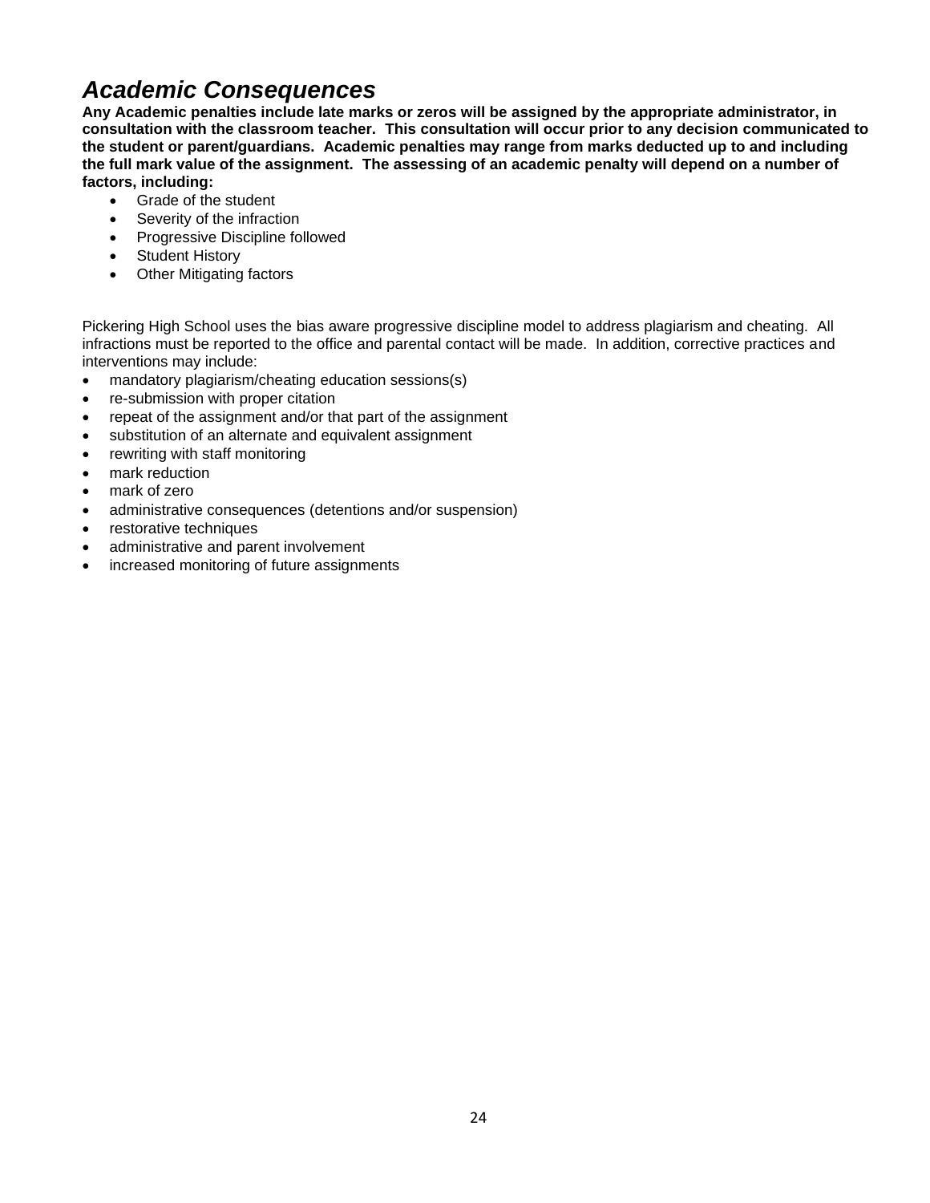## *Academic Consequences*

**Any Academic penalties include late marks or zeros will be assigned by the appropriate administrator, in consultation with the classroom teacher. This consultation will occur prior to any decision communicated to the student or parent/guardians. Academic penalties may range from marks deducted up to and including the full mark value of the assignment. The assessing of an academic penalty will depend on a number of factors, including:**

- Grade of the student
- Severity of the infraction
- Progressive Discipline followed
- Student History
- Other Mitigating factors

Pickering High School uses the bias aware progressive discipline model to address plagiarism and cheating. All infractions must be reported to the office and parental contact will be made. In addition, corrective practices and interventions may include:

- mandatory plagiarism/cheating education sessions(s)
- re-submission with proper citation
- repeat of the assignment and/or that part of the assignment
- substitution of an alternate and equivalent assignment
- rewriting with staff monitoring
- mark reduction
- mark of zero
- administrative consequences (detentions and/or suspension)
- restorative techniques
- administrative and parent involvement
- increased monitoring of future assignments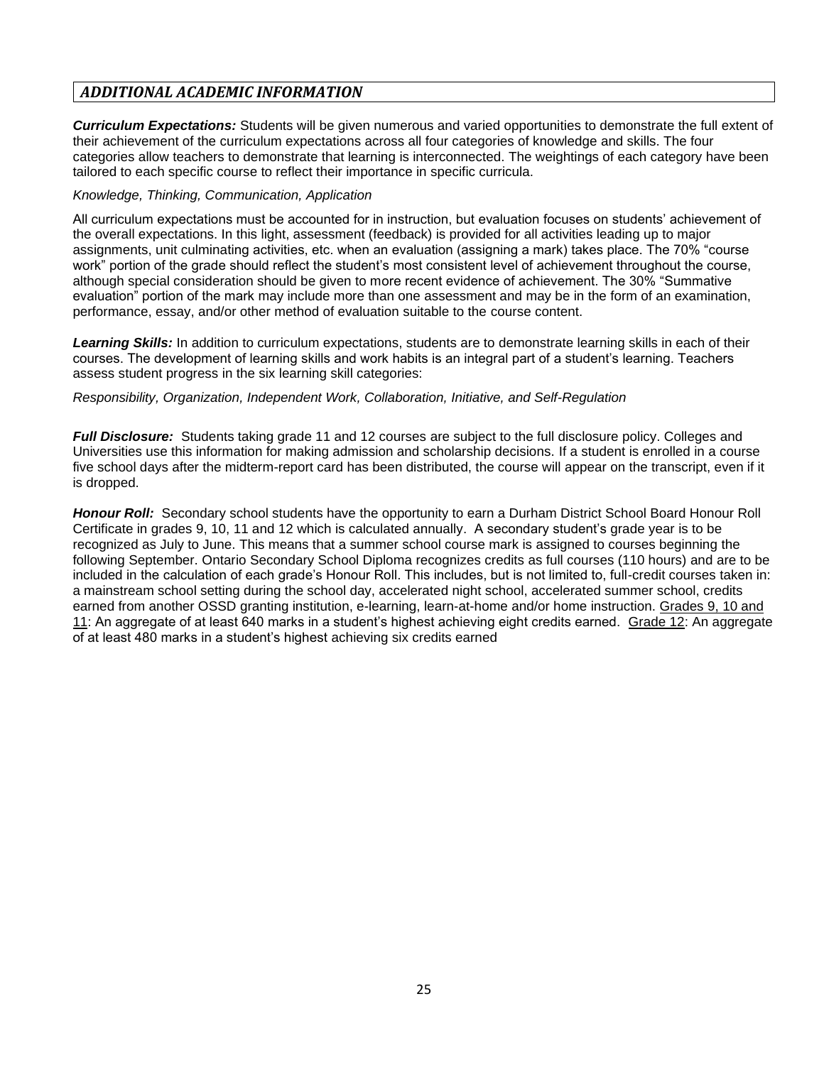## *ADDITIONAL ACADEMIC INFORMATION*

***Curriculum Expectations:*** Students will be given numerous and varied opportunities to demonstrate the full extent of their achievement of the curriculum expectations across all four categories of knowledge and skills. The four categories allow teachers to demonstrate that learning is interconnected. The weightings of each category have been tailored to each specific course to reflect their importance in specific curricula.

*Knowledge, Thinking, Communication, Application*

All curriculum expectations must be accounted for in instruction, but evaluation focuses on students' achievement of the overall expectations. In this light, assessment (feedback) is provided for all activities leading up to major assignments, unit culminating activities, etc. when an evaluation (assigning a mark) takes place. The 70% "course work" portion of the grade should reflect the student's most consistent level of achievement throughout the course, although special consideration should be given to more recent evidence of achievement. The 30% "Summative evaluation" portion of the mark may include more than one assessment and may be in the form of an examination, performance, essay, and/or other method of evaluation suitable to the course content.

***Learning Skills:*** In addition to curriculum expectations, students are to demonstrate learning skills in each of their courses. The development of learning skills and work habits is an integral part of a student's learning. Teachers assess student progress in the six learning skill categories:

*Responsibility, Organization, Independent Work, Collaboration, Initiative, and Self-Regulation*

***Full Disclosure:*** Students taking grade 11 and 12 courses are subject to the full disclosure policy. Colleges and Universities use this information for making admission and scholarship decisions. If a student is enrolled in a course five school days after the midterm-report card has been distributed, the course will appear on the transcript, even if it is dropped.

***Honour Roll:*** Secondary school students have the opportunity to earn a Durham District School Board Honour Roll Certificate in grades 9, 10, 11 and 12 which is calculated annually. A secondary student's grade year is to be recognized as July to June. This means that a summer school course mark is assigned to courses beginning the following September. Ontario Secondary School Diploma recognizes credits as full courses (110 hours) and are to be included in the calculation of each grade's Honour Roll. This includes, but is not limited to, full-credit courses taken in: a mainstream school setting during the school day, accelerated night school, accelerated summer school, credits earned from another OSSD granting institution, e-learning, learn-at-home and/or home instruction. <u>Grades 9, 10 and 11</u>: An aggregate of at least 640 marks in a student's highest achieving eight credits earned. <u>Grade 12</u>: An aggregate of at least 480 marks in a student's highest achieving six credits earned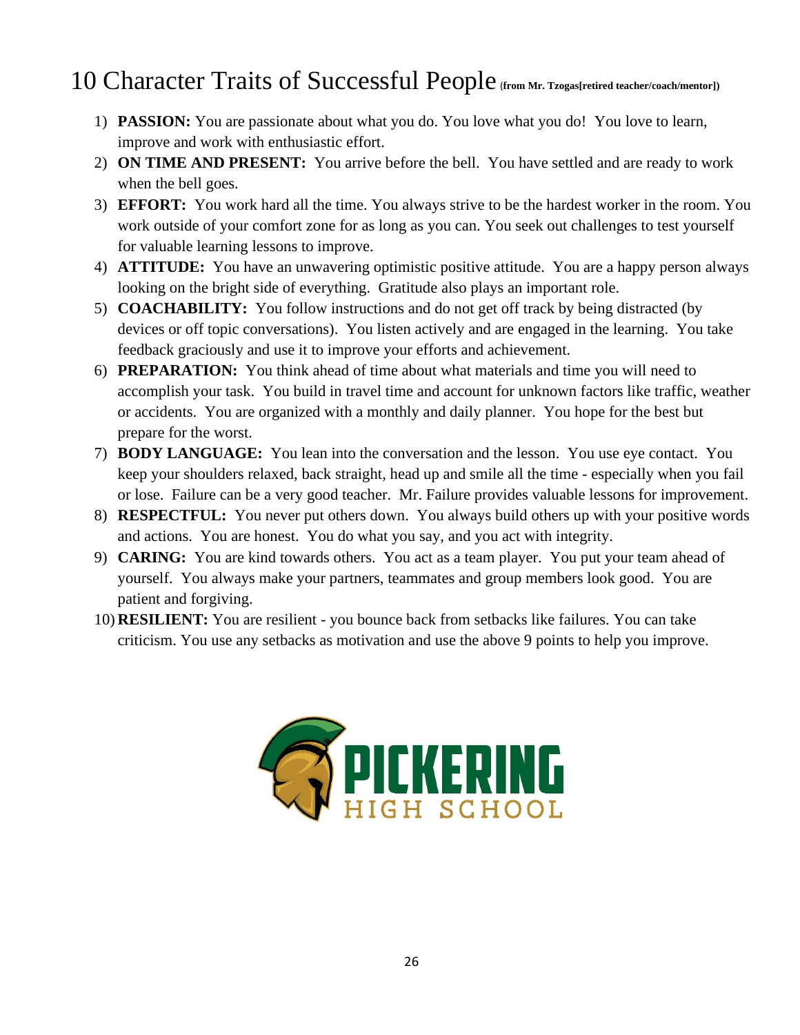# 10 Character Traits of Successful People (from Mr. Tzogas[retired teacher/coach/mentor])

1) **PASSION:** You are passionate about what you do. You love what you do! You love to learn, improve and work with enthusiastic effort.
2) **ON TIME AND PRESENT:** You arrive before the bell. You have settled and are ready to work when the bell goes.
3) **EFFORT:** You work hard all the time. You always strive to be the hardest worker in the room. You work outside of your comfort zone for as long as you can. You seek out challenges to test yourself for valuable learning lessons to improve.
4) **ATTITUDE:** You have an unwavering optimistic positive attitude. You are a happy person always looking on the bright side of everything. Gratitude also plays an important role.
5) **COACHABILITY:** You follow instructions and do not get off track by being distracted (by devices or off topic conversations). You listen actively and are engaged in the learning. You take feedback graciously and use it to improve your efforts and achievement.
6) **PREPARATION:** You think ahead of time about what materials and time you will need to accomplish your task. You build in travel time and account for unknown factors like traffic, weather or accidents. You are organized with a monthly and daily planner. You hope for the best but prepare for the worst.
7) **BODY LANGUAGE:** You lean into the conversation and the lesson. You use eye contact. You keep your shoulders relaxed, back straight, head up and smile all the time - especially when you fail or lose. Failure can be a very good teacher. Mr. Failure provides valuable lessons for improvement.
8) **RESPECTFUL:** You never put others down. You always build others up with your positive words and actions. You are honest. You do what you say, and you act with integrity.
9) **CARING:** You are kind towards others. You act as a team player. You put your team ahead of yourself. You always make your partners, teammates and group members look good. You are patient and forgiving.
10) **RESILIENT:** You are resilient - you bounce back from setbacks like failures. You can take criticism. You use any setbacks as motivation and use the above 9 points to help you improve.

PICKERING
HIGH SCHOOL